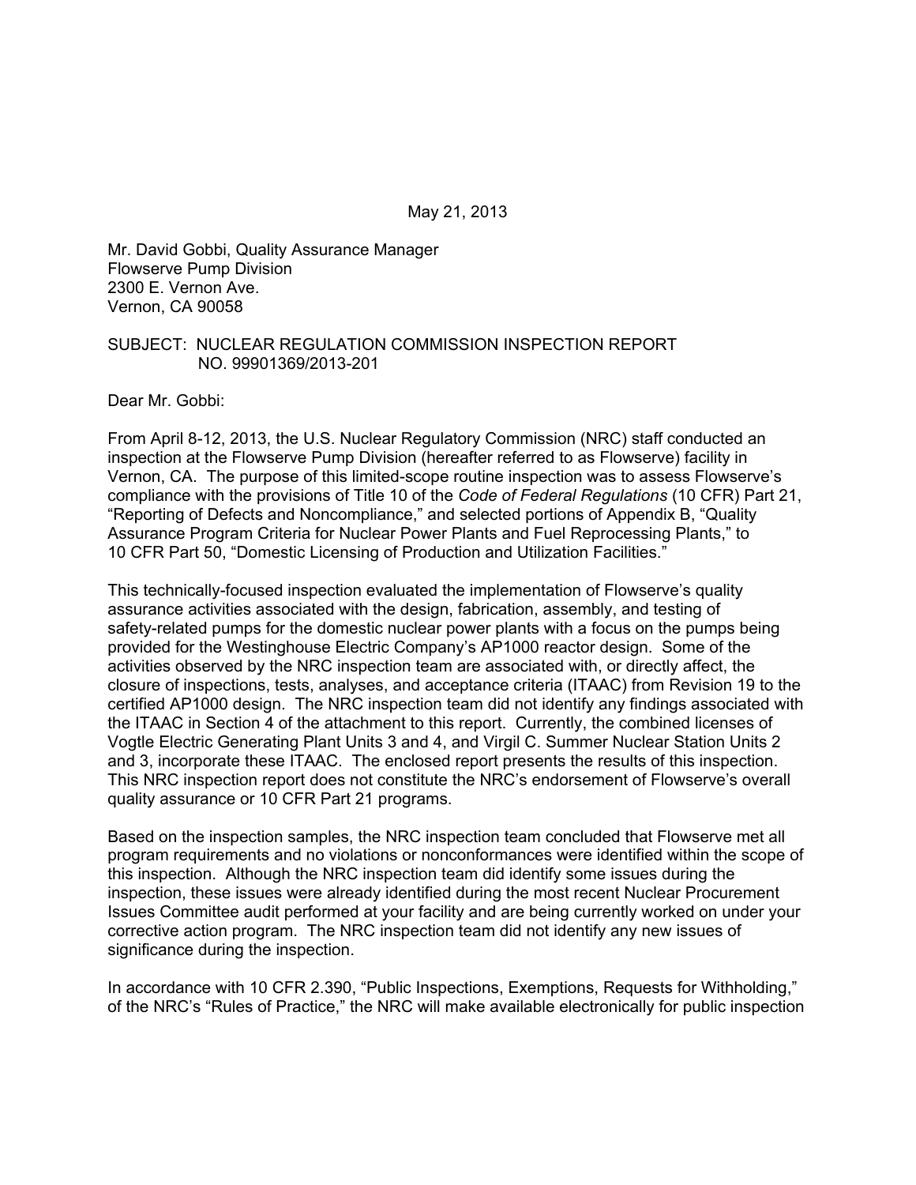May 21, 2013

Mr. David Gobbi, Quality Assurance Manager
Flowserve Pump Division
2300 E. Vernon Ave.
Vernon, CA 90058

SUBJECT: NUCLEAR REGULATION COMMISSION INSPECTION REPORT NO. 99901369/2013-201

Dear Mr. Gobbi:

From April 8-12, 2013, the U.S. Nuclear Regulatory Commission (NRC) staff conducted an inspection at the Flowserve Pump Division (hereafter referred to as Flowserve) facility in Vernon, CA. The purpose of this limited-scope routine inspection was to assess Flowserve's compliance with the provisions of Title 10 of the *Code of Federal Regulations* (10 CFR) Part 21, "Reporting of Defects and Noncompliance," and selected portions of Appendix B, "Quality Assurance Program Criteria for Nuclear Power Plants and Fuel Reprocessing Plants," to 10 CFR Part 50, "Domestic Licensing of Production and Utilization Facilities."

This technically-focused inspection evaluated the implementation of Flowserve's quality assurance activities associated with the design, fabrication, assembly, and testing of safety-related pumps for the domestic nuclear power plants with a focus on the pumps being provided for the Westinghouse Electric Company's AP1000 reactor design. Some of the activities observed by the NRC inspection team are associated with, or directly affect, the closure of inspections, tests, analyses, and acceptance criteria (ITAAC) from Revision 19 to the certified AP1000 design. The NRC inspection team did not identify any findings associated with the ITAAC in Section 4 of the attachment to this report. Currently, the combined licenses of Vogtle Electric Generating Plant Units 3 and 4, and Virgil C. Summer Nuclear Station Units 2 and 3, incorporate these ITAAC. The enclosed report presents the results of this inspection. This NRC inspection report does not constitute the NRC's endorsement of Flowserve's overall quality assurance or 10 CFR Part 21 programs.

Based on the inspection samples, the NRC inspection team concluded that Flowserve met all program requirements and no violations or nonconformances were identified within the scope of this inspection. Although the NRC inspection team did identify some issues during the inspection, these issues were already identified during the most recent Nuclear Procurement Issues Committee audit performed at your facility and are being currently worked on under your corrective action program. The NRC inspection team did not identify any new issues of significance during the inspection.

In accordance with 10 CFR 2.390, "Public Inspections, Exemptions, Requests for Withholding," of the NRC's "Rules of Practice," the NRC will make available electronically for public inspection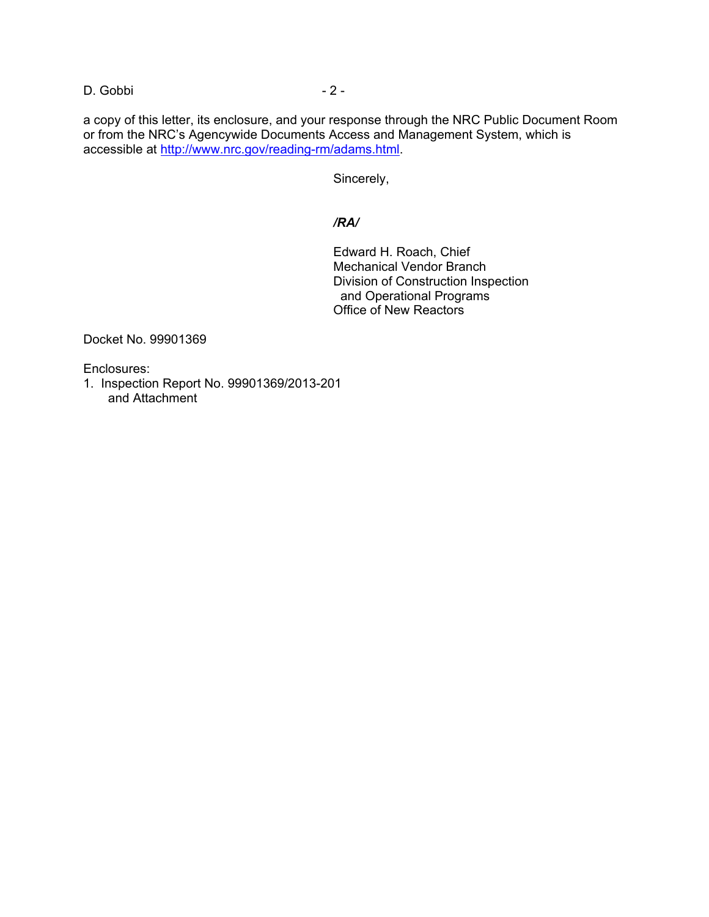a copy of this letter, its enclosure, and your response through the NRC Public Document Room or from the NRC's Agencywide Documents Access and Management System, which is accessible at http://www.nrc.gov/reading-rm/adams.html.

Sincerely,

*/RA/*

Edward H. Roach, Chief
Mechanical Vendor Branch
Division of Construction Inspection
and Operational Programs
Office of New Reactors

Docket No. 99901369

Enclosures:
1. Inspection Report No. 99901369/2013-201
   and Attachment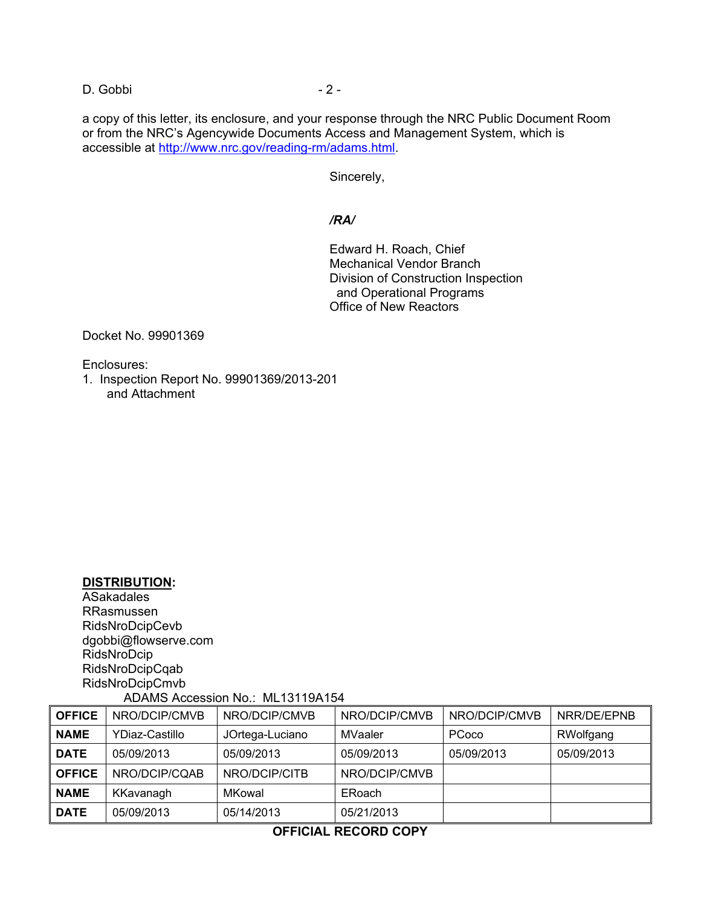a copy of this letter, its enclosure, and your response through the NRC Public Document Room or from the NRC's Agencywide Documents Access and Management System, which is accessible at http://www.nrc.gov/reading-rm/adams.html.

Sincerely,

*/RA/*

Edward H. Roach, Chief
Mechanical Vendor Branch
Division of Construction Inspection
and Operational Programs
Office of New Reactors

Docket No. 99901369

Enclosures:
1. Inspection Report No. 99901369/2013-201
   and Attachment

**DISTRIBUTION:**
ASakadales
RRasmussen
RidsNroDcipCevb
dgobbi@flowserve.com
RidsNroDcip
RidsNroDcipCqab
RidsNroDcipCmvb

ADAMS Accession No.: ML13119A154

| OFFICE | NRO/DCIP/CMVB | NRO/DCIP/CMVB | NRO/DCIP/CMVB | NRO/DCIP/CMVB | NRR/DE/EPNB |
|---|---|---|---|---|---|
| NAME | YDiaz-Castillo | JOrtega-Luciano | MVaaler | PCoco | RWolfgang |
| DATE | 05/09/2013 | 05/09/2013 | 05/09/2013 | 05/09/2013 | 05/09/2013 |
| OFFICE | NRO/DCIP/CQAB | NRO/DCIP/CITB | NRO/DCIP/CMVB | | |
| NAME | KKavanagh | MKowal | ERoach | | |
| DATE | 05/09/2013 | 05/14/2013 | 05/21/2013 | | |

**OFFICIAL RECORD COPY**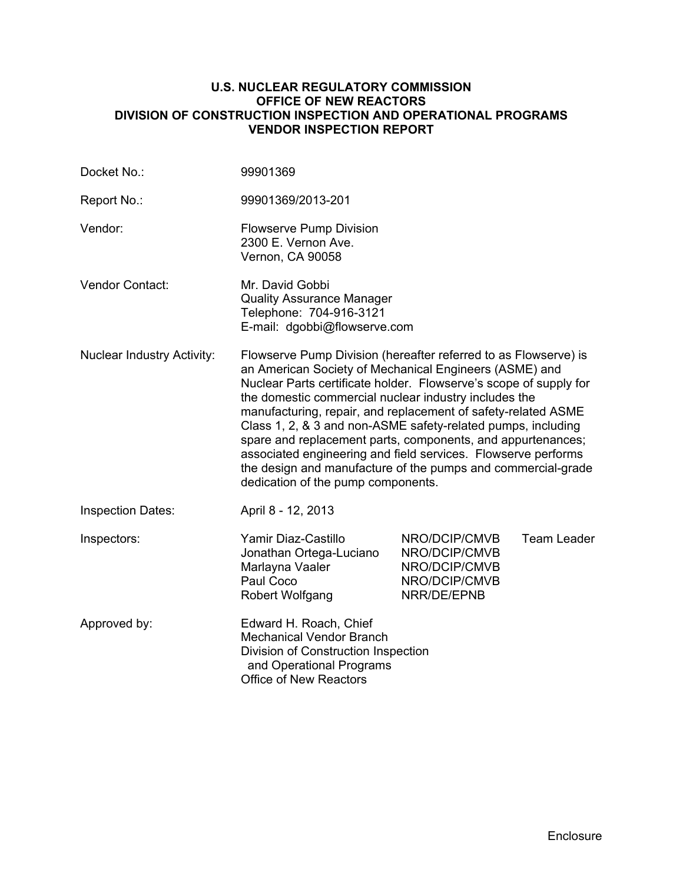**U.S. NUCLEAR REGULATORY COMMISSION**
**OFFICE OF NEW REACTORS**
**DIVISION OF CONSTRUCTION INSPECTION AND OPERATIONAL PROGRAMS**
**VENDOR INSPECTION REPORT**

| | |
|---|---|
| Docket No.: | 99901369 |
| Report No.: | 99901369/2013-201 |
| Vendor: | Flowserve Pump Division<br>2300 E. Vernon Ave.<br>Vernon, CA 90058 |
| Vendor Contact: | Mr. David Gobbi<br>Quality Assurance Manager<br>Telephone: 704-916-3121<br>E-mail: dgobbi@flowserve.com |
| Nuclear Industry Activity: | Flowserve Pump Division (hereafter referred to as Flowserve) is an American Society of Mechanical Engineers (ASME) and Nuclear Parts certificate holder. Flowserve's scope of supply for the domestic commercial nuclear industry includes the manufacturing, repair, and replacement of safety-related ASME Class 1, 2, & 3 and non-ASME safety-related pumps, including spare and replacement parts, components, and appurtenances; associated engineering and field services. Flowserve performs the design and manufacture of the pumps and commercial-grade dedication of the pump components. |
| Inspection Dates: | April 8 - 12, 2013 |

| Inspectors: | | | |
|---|---|---|---|
| | Yamir Diaz-Castillo | NRO/DCIP/CMVB | Team Leader |
| | Jonathan Ortega-Luciano | NRO/DCIP/CMVB | |
| | Marlayna Vaaler | NRO/DCIP/CMVB | |
| | Paul Coco | NRO/DCIP/CMVB | |
| | Robert Wolfgang | NRR/DE/EPNB | |

Approved by: Edward H. Roach, Chief
Mechanical Vendor Branch
Division of Construction Inspection and Operational Programs
Office of New Reactors

Enclosure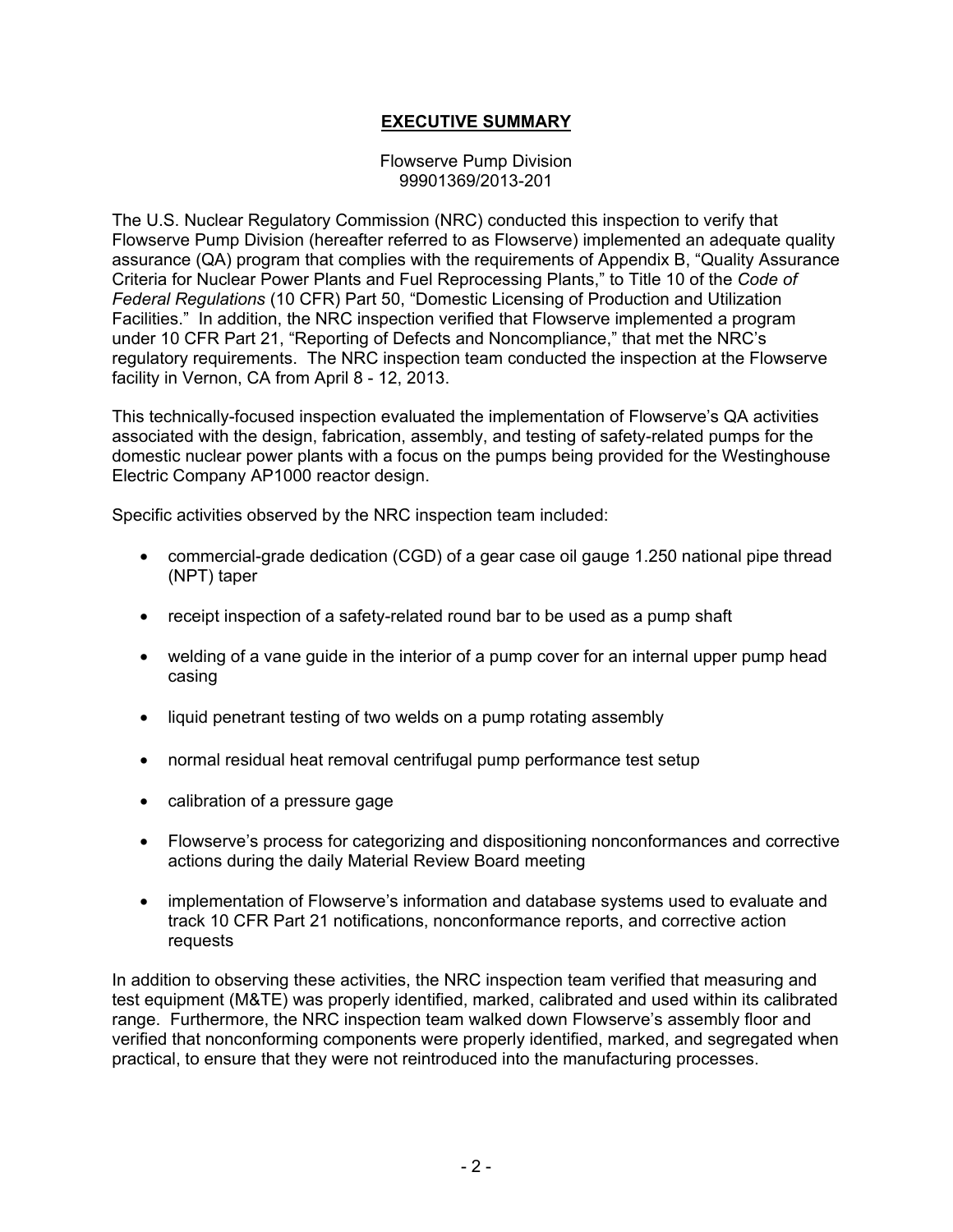## EXECUTIVE SUMMARY

Flowserve Pump Division
99901369/2013-201

The U.S. Nuclear Regulatory Commission (NRC) conducted this inspection to verify that Flowserve Pump Division (hereafter referred to as Flowserve) implemented an adequate quality assurance (QA) program that complies with the requirements of Appendix B, "Quality Assurance Criteria for Nuclear Power Plants and Fuel Reprocessing Plants," to Title 10 of the *Code of Federal Regulations* (10 CFR) Part 50, "Domestic Licensing of Production and Utilization Facilities." In addition, the NRC inspection verified that Flowserve implemented a program under 10 CFR Part 21, "Reporting of Defects and Noncompliance," that met the NRC's regulatory requirements. The NRC inspection team conducted the inspection at the Flowserve facility in Vernon, CA from April 8 - 12, 2013.

This technically-focused inspection evaluated the implementation of Flowserve's QA activities associated with the design, fabrication, assembly, and testing of safety-related pumps for the domestic nuclear power plants with a focus on the pumps being provided for the Westinghouse Electric Company AP1000 reactor design.

Specific activities observed by the NRC inspection team included:

- commercial-grade dedication (CGD) of a gear case oil gauge 1.250 national pipe thread (NPT) taper
- receipt inspection of a safety-related round bar to be used as a pump shaft
- welding of a vane guide in the interior of a pump cover for an internal upper pump head casing
- liquid penetrant testing of two welds on a pump rotating assembly
- normal residual heat removal centrifugal pump performance test setup
- calibration of a pressure gage
- Flowserve's process for categorizing and dispositioning nonconformances and corrective actions during the daily Material Review Board meeting
- implementation of Flowserve's information and database systems used to evaluate and track 10 CFR Part 21 notifications, nonconformance reports, and corrective action requests

In addition to observing these activities, the NRC inspection team verified that measuring and test equipment (M&TE) was properly identified, marked, calibrated and used within its calibrated range. Furthermore, the NRC inspection team walked down Flowserve's assembly floor and verified that nonconforming components were properly identified, marked, and segregated when practical, to ensure that they were not reintroduced into the manufacturing processes.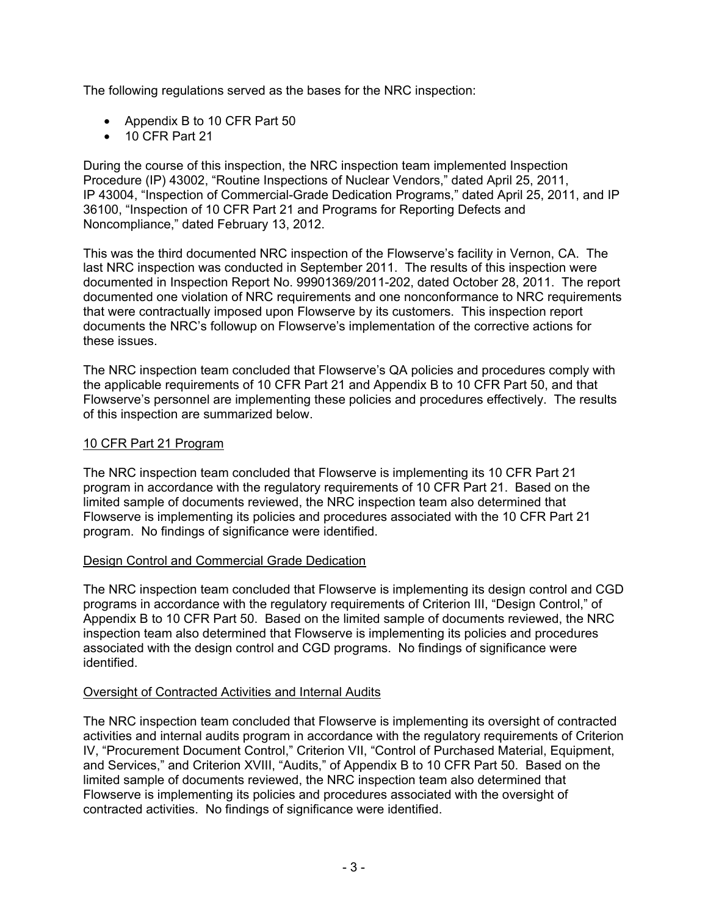The following regulations served as the bases for the NRC inspection:

- Appendix B to 10 CFR Part 50
- 10 CFR Part 21

During the course of this inspection, the NRC inspection team implemented Inspection Procedure (IP) 43002, "Routine Inspections of Nuclear Vendors," dated April 25, 2011, IP 43004, "Inspection of Commercial-Grade Dedication Programs," dated April 25, 2011, and IP 36100, "Inspection of 10 CFR Part 21 and Programs for Reporting Defects and Noncompliance," dated February 13, 2012.

This was the third documented NRC inspection of the Flowserve's facility in Vernon, CA. The last NRC inspection was conducted in September 2011. The results of this inspection were documented in Inspection Report No. 99901369/2011-202, dated October 28, 2011. The report documented one violation of NRC requirements and one nonconformance to NRC requirements that were contractually imposed upon Flowserve by its customers. This inspection report documents the NRC's followup on Flowserve's implementation of the corrective actions for these issues.

The NRC inspection team concluded that Flowserve's QA policies and procedures comply with the applicable requirements of 10 CFR Part 21 and Appendix B to 10 CFR Part 50, and that Flowserve's personnel are implementing these policies and procedures effectively. The results of this inspection are summarized below.

<u>10 CFR Part 21 Program</u>

The NRC inspection team concluded that Flowserve is implementing its 10 CFR Part 21 program in accordance with the regulatory requirements of 10 CFR Part 21. Based on the limited sample of documents reviewed, the NRC inspection team also determined that Flowserve is implementing its policies and procedures associated with the 10 CFR Part 21 program. No findings of significance were identified.

<u>Design Control and Commercial Grade Dedication</u>

The NRC inspection team concluded that Flowserve is implementing its design control and CGD programs in accordance with the regulatory requirements of Criterion III, "Design Control," of Appendix B to 10 CFR Part 50. Based on the limited sample of documents reviewed, the NRC inspection team also determined that Flowserve is implementing its policies and procedures associated with the design control and CGD programs. No findings of significance were identified.

<u>Oversight of Contracted Activities and Internal Audits</u>

The NRC inspection team concluded that Flowserve is implementing its oversight of contracted activities and internal audits program in accordance with the regulatory requirements of Criterion IV, "Procurement Document Control," Criterion VII, "Control of Purchased Material, Equipment, and Services," and Criterion XVIII, "Audits," of Appendix B to 10 CFR Part 50. Based on the limited sample of documents reviewed, the NRC inspection team also determined that Flowserve is implementing its policies and procedures associated with the oversight of contracted activities. No findings of significance were identified.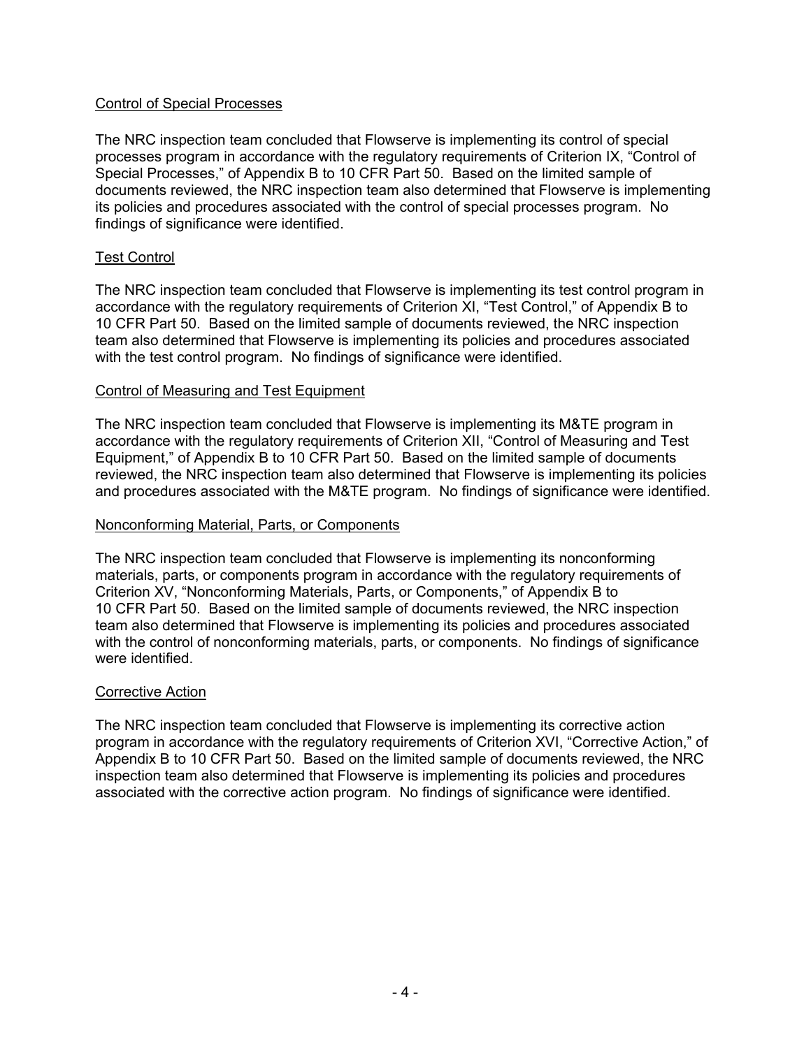Control of Special Processes

The NRC inspection team concluded that Flowserve is implementing its control of special processes program in accordance with the regulatory requirements of Criterion IX, “Control of Special Processes,” of Appendix B to 10 CFR Part 50. Based on the limited sample of documents reviewed, the NRC inspection team also determined that Flowserve is implementing its policies and procedures associated with the control of special processes program. No findings of significance were identified.

Test Control

The NRC inspection team concluded that Flowserve is implementing its test control program in accordance with the regulatory requirements of Criterion XI, “Test Control,” of Appendix B to 10 CFR Part 50. Based on the limited sample of documents reviewed, the NRC inspection team also determined that Flowserve is implementing its policies and procedures associated with the test control program. No findings of significance were identified.

Control of Measuring and Test Equipment

The NRC inspection team concluded that Flowserve is implementing its M&TE program in accordance with the regulatory requirements of Criterion XII, “Control of Measuring and Test Equipment,” of Appendix B to 10 CFR Part 50. Based on the limited sample of documents reviewed, the NRC inspection team also determined that Flowserve is implementing its policies and procedures associated with the M&TE program. No findings of significance were identified.

Nonconforming Material, Parts, or Components

The NRC inspection team concluded that Flowserve is implementing its nonconforming materials, parts, or components program in accordance with the regulatory requirements of Criterion XV, “Nonconforming Materials, Parts, or Components,” of Appendix B to 10 CFR Part 50. Based on the limited sample of documents reviewed, the NRC inspection team also determined that Flowserve is implementing its policies and procedures associated with the control of nonconforming materials, parts, or components. No findings of significance were identified.

Corrective Action

The NRC inspection team concluded that Flowserve is implementing its corrective action program in accordance with the regulatory requirements of Criterion XVI, “Corrective Action,” of Appendix B to 10 CFR Part 50. Based on the limited sample of documents reviewed, the NRC inspection team also determined that Flowserve is implementing its policies and procedures associated with the corrective action program. No findings of significance were identified.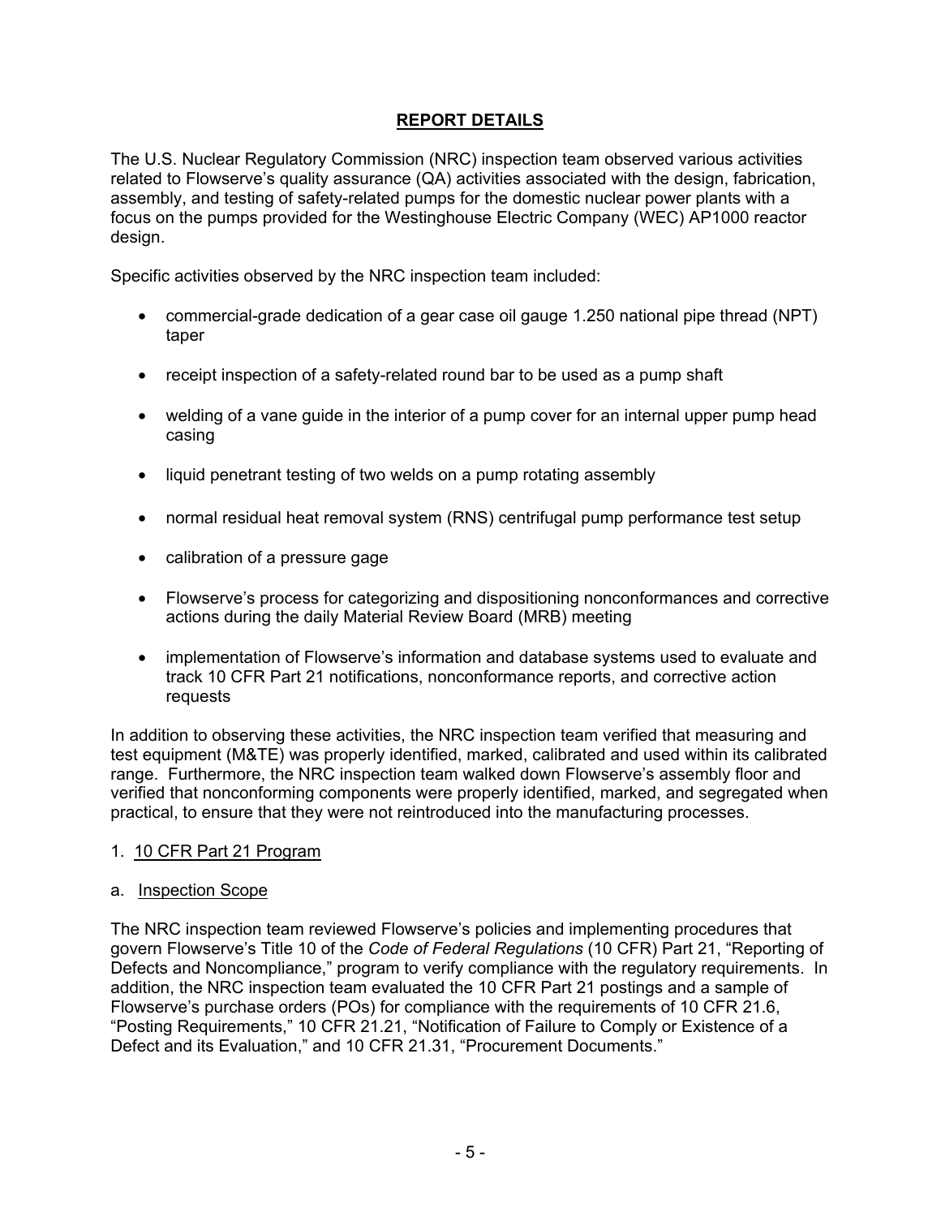# REPORT DETAILS

The U.S. Nuclear Regulatory Commission (NRC) inspection team observed various activities related to Flowserve's quality assurance (QA) activities associated with the design, fabrication, assembly, and testing of safety-related pumps for the domestic nuclear power plants with a focus on the pumps provided for the Westinghouse Electric Company (WEC) AP1000 reactor design.

Specific activities observed by the NRC inspection team included:

- commercial-grade dedication of a gear case oil gauge 1.250 national pipe thread (NPT) taper
- receipt inspection of a safety-related round bar to be used as a pump shaft
- welding of a vane guide in the interior of a pump cover for an internal upper pump head casing
- liquid penetrant testing of two welds on a pump rotating assembly
- normal residual heat removal system (RNS) centrifugal pump performance test setup
- calibration of a pressure gage
- Flowserve's process for categorizing and dispositioning nonconformances and corrective actions during the daily Material Review Board (MRB) meeting
- implementation of Flowserve's information and database systems used to evaluate and track 10 CFR Part 21 notifications, nonconformance reports, and corrective action requests

In addition to observing these activities, the NRC inspection team verified that measuring and test equipment (M&TE) was properly identified, marked, calibrated and used within its calibrated range. Furthermore, the NRC inspection team walked down Flowserve's assembly floor and verified that nonconforming components were properly identified, marked, and segregated when practical, to ensure that they were not reintroduced into the manufacturing processes.

## 1. 10 CFR Part 21 Program

### a. Inspection Scope

The NRC inspection team reviewed Flowserve's policies and implementing procedures that govern Flowserve's Title 10 of the *Code of Federal Regulations* (10 CFR) Part 21, "Reporting of Defects and Noncompliance," program to verify compliance with the regulatory requirements. In addition, the NRC inspection team evaluated the 10 CFR Part 21 postings and a sample of Flowserve's purchase orders (POs) for compliance with the requirements of 10 CFR 21.6, "Posting Requirements," 10 CFR 21.21, "Notification of Failure to Comply or Existence of a Defect and its Evaluation," and 10 CFR 21.31, "Procurement Documents."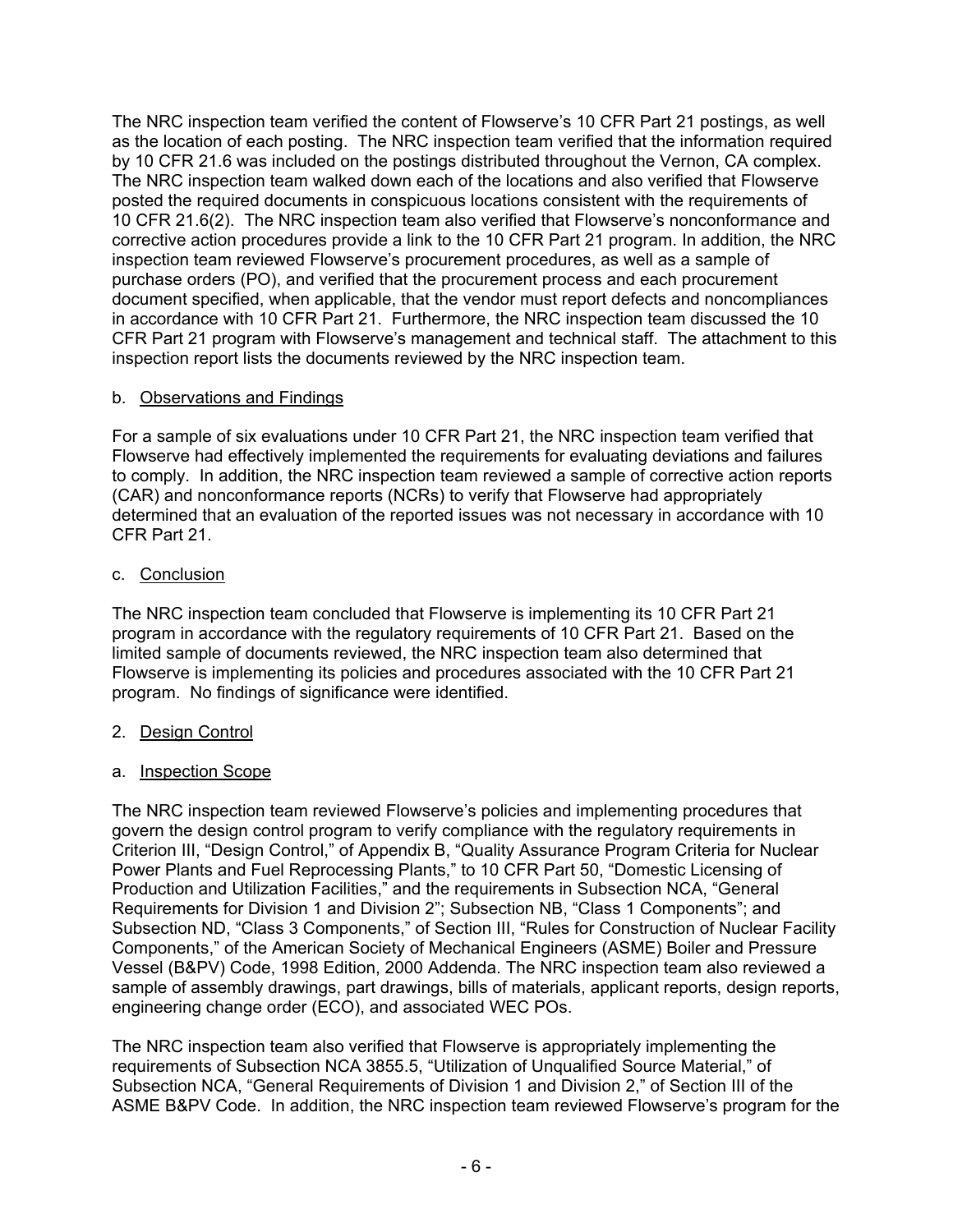The NRC inspection team verified the content of Flowserve's 10 CFR Part 21 postings, as well as the location of each posting. The NRC inspection team verified that the information required by 10 CFR 21.6 was included on the postings distributed throughout the Vernon, CA complex. The NRC inspection team walked down each of the locations and also verified that Flowserve posted the required documents in conspicuous locations consistent with the requirements of 10 CFR 21.6(2). The NRC inspection team also verified that Flowserve's nonconformance and corrective action procedures provide a link to the 10 CFR Part 21 program. In addition, the NRC inspection team reviewed Flowserve's procurement procedures, as well as a sample of purchase orders (PO), and verified that the procurement process and each procurement document specified, when applicable, that the vendor must report defects and noncompliances in accordance with 10 CFR Part 21. Furthermore, the NRC inspection team discussed the 10 CFR Part 21 program with Flowserve's management and technical staff. The attachment to this inspection report lists the documents reviewed by the NRC inspection team.

b. Observations and Findings

For a sample of six evaluations under 10 CFR Part 21, the NRC inspection team verified that Flowserve had effectively implemented the requirements for evaluating deviations and failures to comply. In addition, the NRC inspection team reviewed a sample of corrective action reports (CAR) and nonconformance reports (NCRs) to verify that Flowserve had appropriately determined that an evaluation of the reported issues was not necessary in accordance with 10 CFR Part 21.

c. Conclusion

The NRC inspection team concluded that Flowserve is implementing its 10 CFR Part 21 program in accordance with the regulatory requirements of 10 CFR Part 21. Based on the limited sample of documents reviewed, the NRC inspection team also determined that Flowserve is implementing its policies and procedures associated with the 10 CFR Part 21 program. No findings of significance were identified.

2. Design Control

a. Inspection Scope

The NRC inspection team reviewed Flowserve's policies and implementing procedures that govern the design control program to verify compliance with the regulatory requirements in Criterion III, "Design Control," of Appendix B, "Quality Assurance Program Criteria for Nuclear Power Plants and Fuel Reprocessing Plants," to 10 CFR Part 50, "Domestic Licensing of Production and Utilization Facilities," and the requirements in Subsection NCA, "General Requirements for Division 1 and Division 2"; Subsection NB, "Class 1 Components"; and Subsection ND, "Class 3 Components," of Section III, "Rules for Construction of Nuclear Facility Components," of the American Society of Mechanical Engineers (ASME) Boiler and Pressure Vessel (B&PV) Code, 1998 Edition, 2000 Addenda. The NRC inspection team also reviewed a sample of assembly drawings, part drawings, bills of materials, applicant reports, design reports, engineering change order (ECO), and associated WEC POs.

The NRC inspection team also verified that Flowserve is appropriately implementing the requirements of Subsection NCA 3855.5, "Utilization of Unqualified Source Material," of Subsection NCA, "General Requirements of Division 1 and Division 2," of Section III of the ASME B&PV Code. In addition, the NRC inspection team reviewed Flowserve's program for the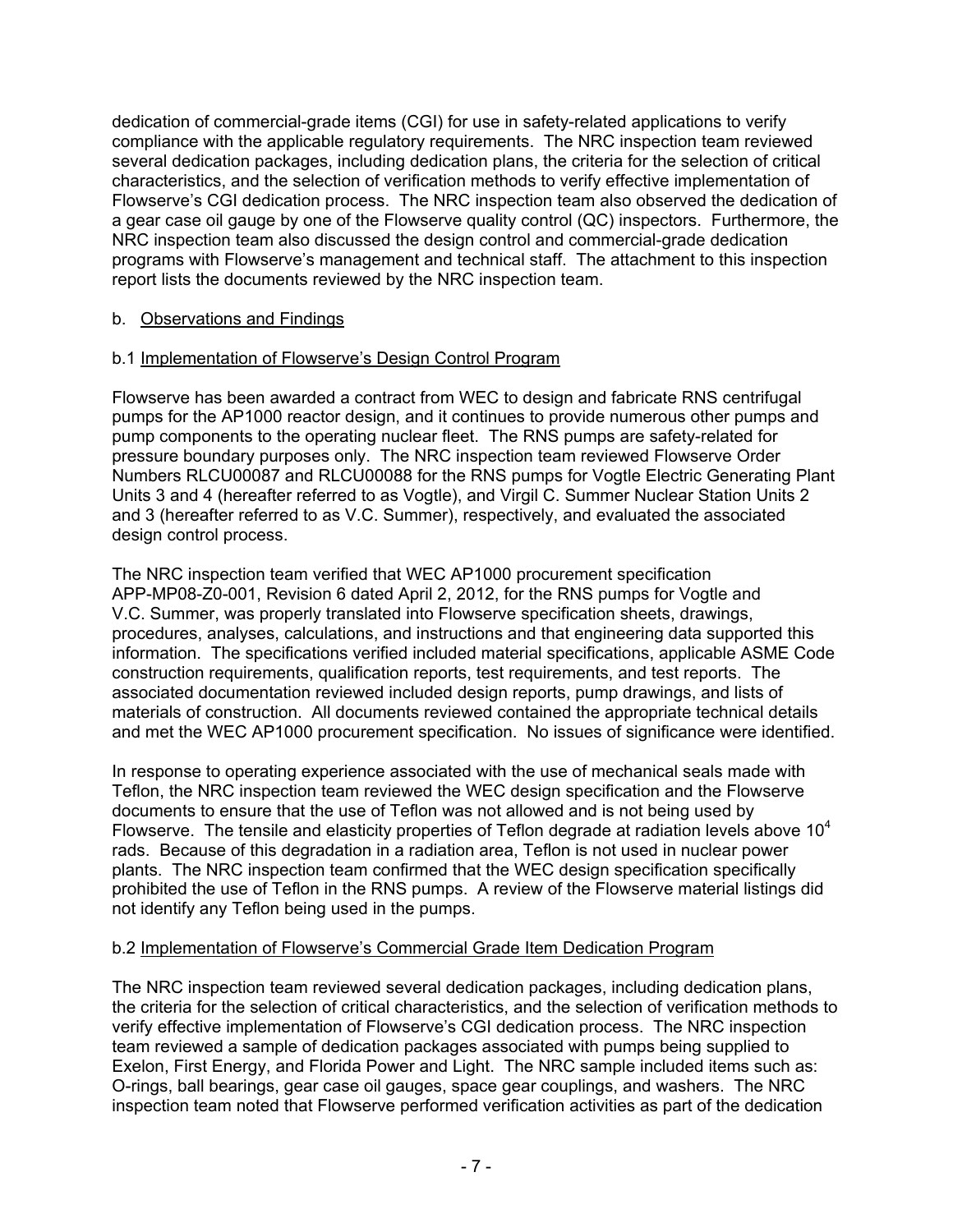dedication of commercial-grade items (CGI) for use in safety-related applications to verify compliance with the applicable regulatory requirements. The NRC inspection team reviewed several dedication packages, including dedication plans, the criteria for the selection of critical characteristics, and the selection of verification methods to verify effective implementation of Flowserve's CGI dedication process. The NRC inspection team also observed the dedication of a gear case oil gauge by one of the Flowserve quality control (QC) inspectors. Furthermore, the NRC inspection team also discussed the design control and commercial-grade dedication programs with Flowserve's management and technical staff. The attachment to this inspection report lists the documents reviewed by the NRC inspection team.

b. Observations and Findings

b.1 Implementation of Flowserve's Design Control Program

Flowserve has been awarded a contract from WEC to design and fabricate RNS centrifugal pumps for the AP1000 reactor design, and it continues to provide numerous other pumps and pump components to the operating nuclear fleet. The RNS pumps are safety-related for pressure boundary purposes only. The NRC inspection team reviewed Flowserve Order Numbers RLCU00087 and RLCU00088 for the RNS pumps for Vogtle Electric Generating Plant Units 3 and 4 (hereafter referred to as Vogtle), and Virgil C. Summer Nuclear Station Units 2 and 3 (hereafter referred to as V.C. Summer), respectively, and evaluated the associated design control process.

The NRC inspection team verified that WEC AP1000 procurement specification APP-MP08-Z0-001, Revision 6 dated April 2, 2012, for the RNS pumps for Vogtle and V.C. Summer, was properly translated into Flowserve specification sheets, drawings, procedures, analyses, calculations, and instructions and that engineering data supported this information. The specifications verified included material specifications, applicable ASME Code construction requirements, qualification reports, test requirements, and test reports. The associated documentation reviewed included design reports, pump drawings, and lists of materials of construction. All documents reviewed contained the appropriate technical details and met the WEC AP1000 procurement specification. No issues of significance were identified.

In response to operating experience associated with the use of mechanical seals made with Teflon, the NRC inspection team reviewed the WEC design specification and the Flowserve documents to ensure that the use of Teflon was not allowed and is not being used by Flowserve. The tensile and elasticity properties of Teflon degrade at radiation levels above $10^4$ rads. Because of this degradation in a radiation area, Teflon is not used in nuclear power plants. The NRC inspection team confirmed that the WEC design specification specifically prohibited the use of Teflon in the RNS pumps. A review of the Flowserve material listings did not identify any Teflon being used in the pumps.

b.2 Implementation of Flowserve's Commercial Grade Item Dedication Program

The NRC inspection team reviewed several dedication packages, including dedication plans, the criteria for the selection of critical characteristics, and the selection of verification methods to verify effective implementation of Flowserve's CGI dedication process. The NRC inspection team reviewed a sample of dedication packages associated with pumps being supplied to Exelon, First Energy, and Florida Power and Light. The NRC sample included items such as: O-rings, ball bearings, gear case oil gauges, space gear couplings, and washers. The NRC inspection team noted that Flowserve performed verification activities as part of the dedication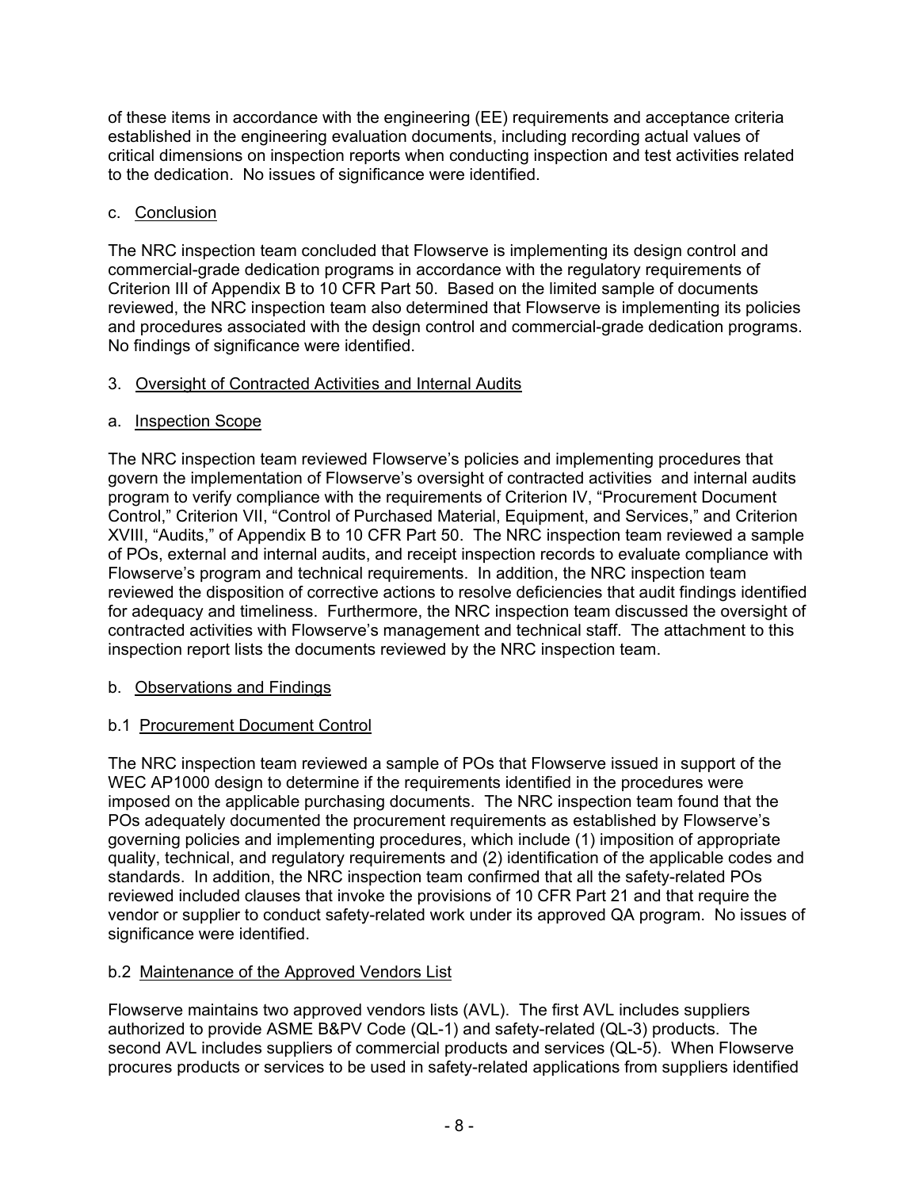of these items in accordance with the engineering (EE) requirements and acceptance criteria established in the engineering evaluation documents, including recording actual values of critical dimensions on inspection reports when conducting inspection and test activities related to the dedication. No issues of significance were identified.

c. Conclusion

The NRC inspection team concluded that Flowserve is implementing its design control and commercial-grade dedication programs in accordance with the regulatory requirements of Criterion III of Appendix B to 10 CFR Part 50. Based on the limited sample of documents reviewed, the NRC inspection team also determined that Flowserve is implementing its policies and procedures associated with the design control and commercial-grade dedication programs. No findings of significance were identified.

## 3. Oversight of Contracted Activities and Internal Audits

a. Inspection Scope

The NRC inspection team reviewed Flowserve's policies and implementing procedures that govern the implementation of Flowserve's oversight of contracted activities and internal audits program to verify compliance with the requirements of Criterion IV, "Procurement Document Control," Criterion VII, "Control of Purchased Material, Equipment, and Services," and Criterion XVIII, "Audits," of Appendix B to 10 CFR Part 50. The NRC inspection team reviewed a sample of POs, external and internal audits, and receipt inspection records to evaluate compliance with Flowserve's program and technical requirements. In addition, the NRC inspection team reviewed the disposition of corrective actions to resolve deficiencies that audit findings identified for adequacy and timeliness. Furthermore, the NRC inspection team discussed the oversight of contracted activities with Flowserve's management and technical staff. The attachment to this inspection report lists the documents reviewed by the NRC inspection team.

b. Observations and Findings

b.1 Procurement Document Control

The NRC inspection team reviewed a sample of POs that Flowserve issued in support of the WEC AP1000 design to determine if the requirements identified in the procedures were imposed on the applicable purchasing documents. The NRC inspection team found that the POs adequately documented the procurement requirements as established by Flowserve's governing policies and implementing procedures, which include (1) imposition of appropriate quality, technical, and regulatory requirements and (2) identification of the applicable codes and standards. In addition, the NRC inspection team confirmed that all the safety-related POs reviewed included clauses that invoke the provisions of 10 CFR Part 21 and that require the vendor or supplier to conduct safety-related work under its approved QA program. No issues of significance were identified.

b.2 Maintenance of the Approved Vendors List

Flowserve maintains two approved vendors lists (AVL). The first AVL includes suppliers authorized to provide ASME B&PV Code (QL-1) and safety-related (QL-3) products. The second AVL includes suppliers of commercial products and services (QL-5). When Flowserve procures products or services to be used in safety-related applications from suppliers identified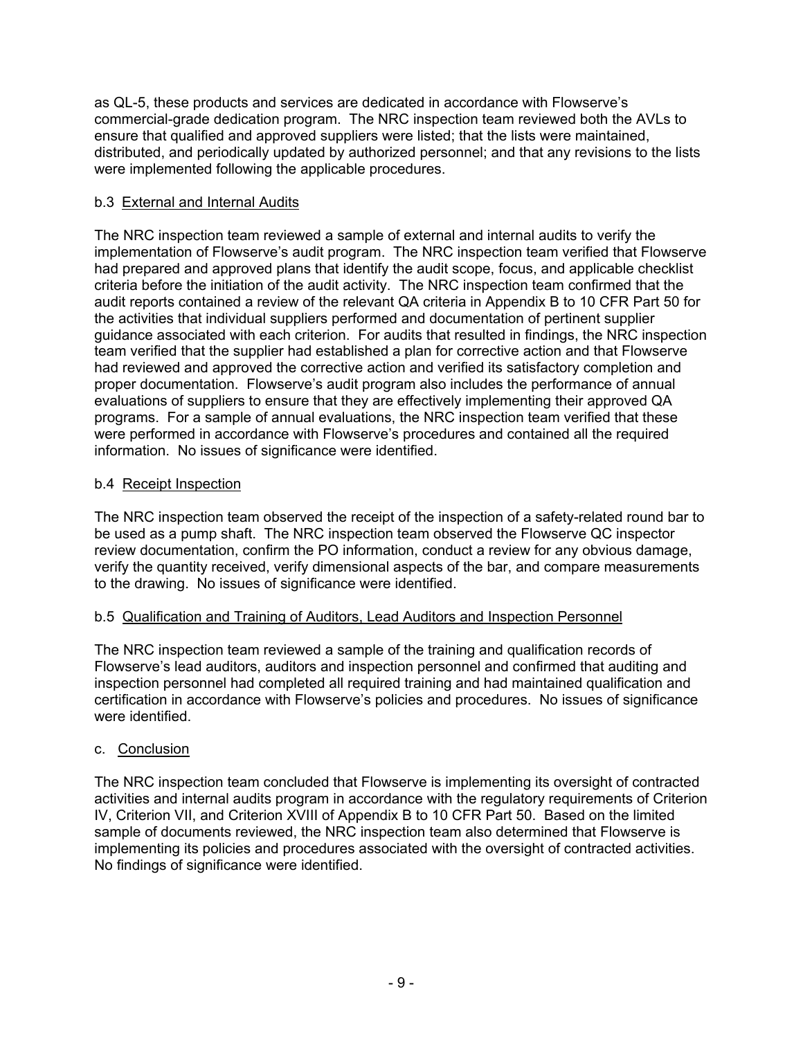as QL-5, these products and services are dedicated in accordance with Flowserve's commercial-grade dedication program. The NRC inspection team reviewed both the AVLs to ensure that qualified and approved suppliers were listed; that the lists were maintained, distributed, and periodically updated by authorized personnel; and that any revisions to the lists were implemented following the applicable procedures.

b.3 External and Internal Audits

The NRC inspection team reviewed a sample of external and internal audits to verify the implementation of Flowserve's audit program. The NRC inspection team verified that Flowserve had prepared and approved plans that identify the audit scope, focus, and applicable checklist criteria before the initiation of the audit activity. The NRC inspection team confirmed that the audit reports contained a review of the relevant QA criteria in Appendix B to 10 CFR Part 50 for the activities that individual suppliers performed and documentation of pertinent supplier guidance associated with each criterion. For audits that resulted in findings, the NRC inspection team verified that the supplier had established a plan for corrective action and that Flowserve had reviewed and approved the corrective action and verified its satisfactory completion and proper documentation. Flowserve's audit program also includes the performance of annual evaluations of suppliers to ensure that they are effectively implementing their approved QA programs. For a sample of annual evaluations, the NRC inspection team verified that these were performed in accordance with Flowserve's procedures and contained all the required information. No issues of significance were identified.

b.4 Receipt Inspection

The NRC inspection team observed the receipt of the inspection of a safety-related round bar to be used as a pump shaft. The NRC inspection team observed the Flowserve QC inspector review documentation, confirm the PO information, conduct a review for any obvious damage, verify the quantity received, verify dimensional aspects of the bar, and compare measurements to the drawing. No issues of significance were identified.

b.5 Qualification and Training of Auditors, Lead Auditors and Inspection Personnel

The NRC inspection team reviewed a sample of the training and qualification records of Flowserve's lead auditors, auditors and inspection personnel and confirmed that auditing and inspection personnel had completed all required training and had maintained qualification and certification in accordance with Flowserve's policies and procedures. No issues of significance were identified.

c. Conclusion

The NRC inspection team concluded that Flowserve is implementing its oversight of contracted activities and internal audits program in accordance with the regulatory requirements of Criterion IV, Criterion VII, and Criterion XVIII of Appendix B to 10 CFR Part 50. Based on the limited sample of documents reviewed, the NRC inspection team also determined that Flowserve is implementing its policies and procedures associated with the oversight of contracted activities. No findings of significance were identified.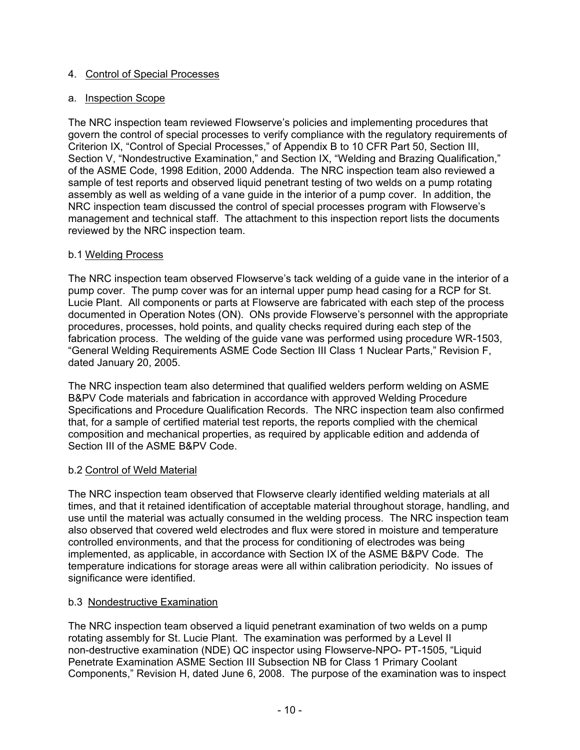4. Control of Special Processes

a. Inspection Scope

The NRC inspection team reviewed Flowserve's policies and implementing procedures that govern the control of special processes to verify compliance with the regulatory requirements of Criterion IX, "Control of Special Processes," of Appendix B to 10 CFR Part 50, Section III, Section V, "Nondestructive Examination," and Section IX, "Welding and Brazing Qualification," of the ASME Code, 1998 Edition, 2000 Addenda. The NRC inspection team also reviewed a sample of test reports and observed liquid penetrant testing of two welds on a pump rotating assembly as well as welding of a vane guide in the interior of a pump cover. In addition, the NRC inspection team discussed the control of special processes program with Flowserve's management and technical staff. The attachment to this inspection report lists the documents reviewed by the NRC inspection team.

b.1 Welding Process

The NRC inspection team observed Flowserve's tack welding of a guide vane in the interior of a pump cover. The pump cover was for an internal upper pump head casing for a RCP for St. Lucie Plant. All components or parts at Flowserve are fabricated with each step of the process documented in Operation Notes (ON). ONs provide Flowserve's personnel with the appropriate procedures, processes, hold points, and quality checks required during each step of the fabrication process. The welding of the guide vane was performed using procedure WR-1503, "General Welding Requirements ASME Code Section III Class 1 Nuclear Parts," Revision F, dated January 20, 2005.

The NRC inspection team also determined that qualified welders perform welding on ASME B&PV Code materials and fabrication in accordance with approved Welding Procedure Specifications and Procedure Qualification Records. The NRC inspection team also confirmed that, for a sample of certified material test reports, the reports complied with the chemical composition and mechanical properties, as required by applicable edition and addenda of Section III of the ASME B&PV Code.

b.2 Control of Weld Material

The NRC inspection team observed that Flowserve clearly identified welding materials at all times, and that it retained identification of acceptable material throughout storage, handling, and use until the material was actually consumed in the welding process. The NRC inspection team also observed that covered weld electrodes and flux were stored in moisture and temperature controlled environments, and that the process for conditioning of electrodes was being implemented, as applicable, in accordance with Section IX of the ASME B&PV Code. The temperature indications for storage areas were all within calibration periodicity. No issues of significance were identified.

b.3 Nondestructive Examination

The NRC inspection team observed a liquid penetrant examination of two welds on a pump rotating assembly for St. Lucie Plant. The examination was performed by a Level II non-destructive examination (NDE) QC inspector using Flowserve-NPO- PT-1505, "Liquid Penetrate Examination ASME Section III Subsection NB for Class 1 Primary Coolant Components," Revision H, dated June 6, 2008. The purpose of the examination was to inspect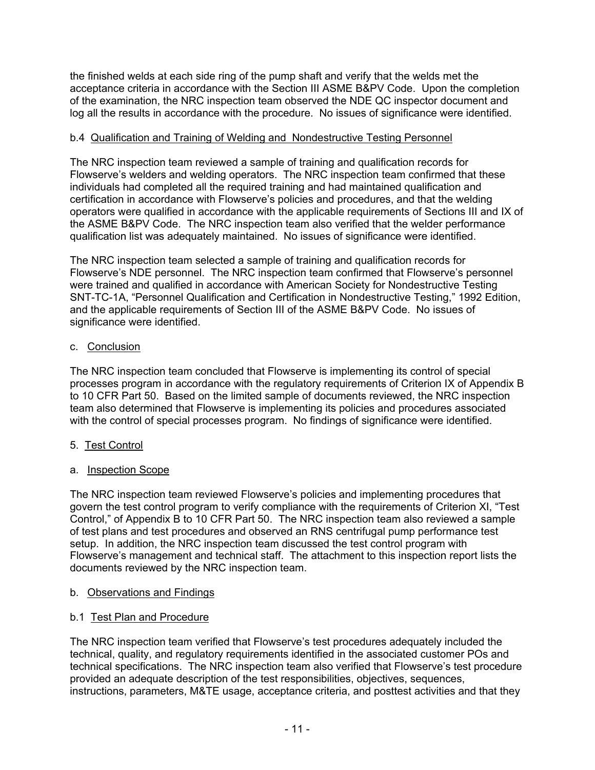the finished welds at each side ring of the pump shaft and verify that the welds met the acceptance criteria in accordance with the Section III ASME B&PV Code. Upon the completion of the examination, the NRC inspection team observed the NDE QC inspector document and log all the results in accordance with the procedure. No issues of significance were identified.

b.4 Qualification and Training of Welding and Nondestructive Testing Personnel

The NRC inspection team reviewed a sample of training and qualification records for Flowserve's welders and welding operators. The NRC inspection team confirmed that these individuals had completed all the required training and had maintained qualification and certification in accordance with Flowserve's policies and procedures, and that the welding operators were qualified in accordance with the applicable requirements of Sections III and IX of the ASME B&PV Code. The NRC inspection team also verified that the welder performance qualification list was adequately maintained. No issues of significance were identified.

The NRC inspection team selected a sample of training and qualification records for Flowserve's NDE personnel. The NRC inspection team confirmed that Flowserve's personnel were trained and qualified in accordance with American Society for Nondestructive Testing SNT-TC-1A, "Personnel Qualification and Certification in Nondestructive Testing," 1992 Edition, and the applicable requirements of Section III of the ASME B&PV Code. No issues of significance were identified.

c. Conclusion

The NRC inspection team concluded that Flowserve is implementing its control of special processes program in accordance with the regulatory requirements of Criterion IX of Appendix B to 10 CFR Part 50. Based on the limited sample of documents reviewed, the NRC inspection team also determined that Flowserve is implementing its policies and procedures associated with the control of special processes program. No findings of significance were identified.

5. Test Control

a. Inspection Scope

The NRC inspection team reviewed Flowserve's policies and implementing procedures that govern the test control program to verify compliance with the requirements of Criterion XI, "Test Control," of Appendix B to 10 CFR Part 50. The NRC inspection team also reviewed a sample of test plans and test procedures and observed an RNS centrifugal pump performance test setup. In addition, the NRC inspection team discussed the test control program with Flowserve's management and technical staff. The attachment to this inspection report lists the documents reviewed by the NRC inspection team.

b. Observations and Findings

b.1 Test Plan and Procedure

The NRC inspection team verified that Flowserve's test procedures adequately included the technical, quality, and regulatory requirements identified in the associated customer POs and technical specifications. The NRC inspection team also verified that Flowserve's test procedure provided an adequate description of the test responsibilities, objectives, sequences, instructions, parameters, M&TE usage, acceptance criteria, and posttest activities and that they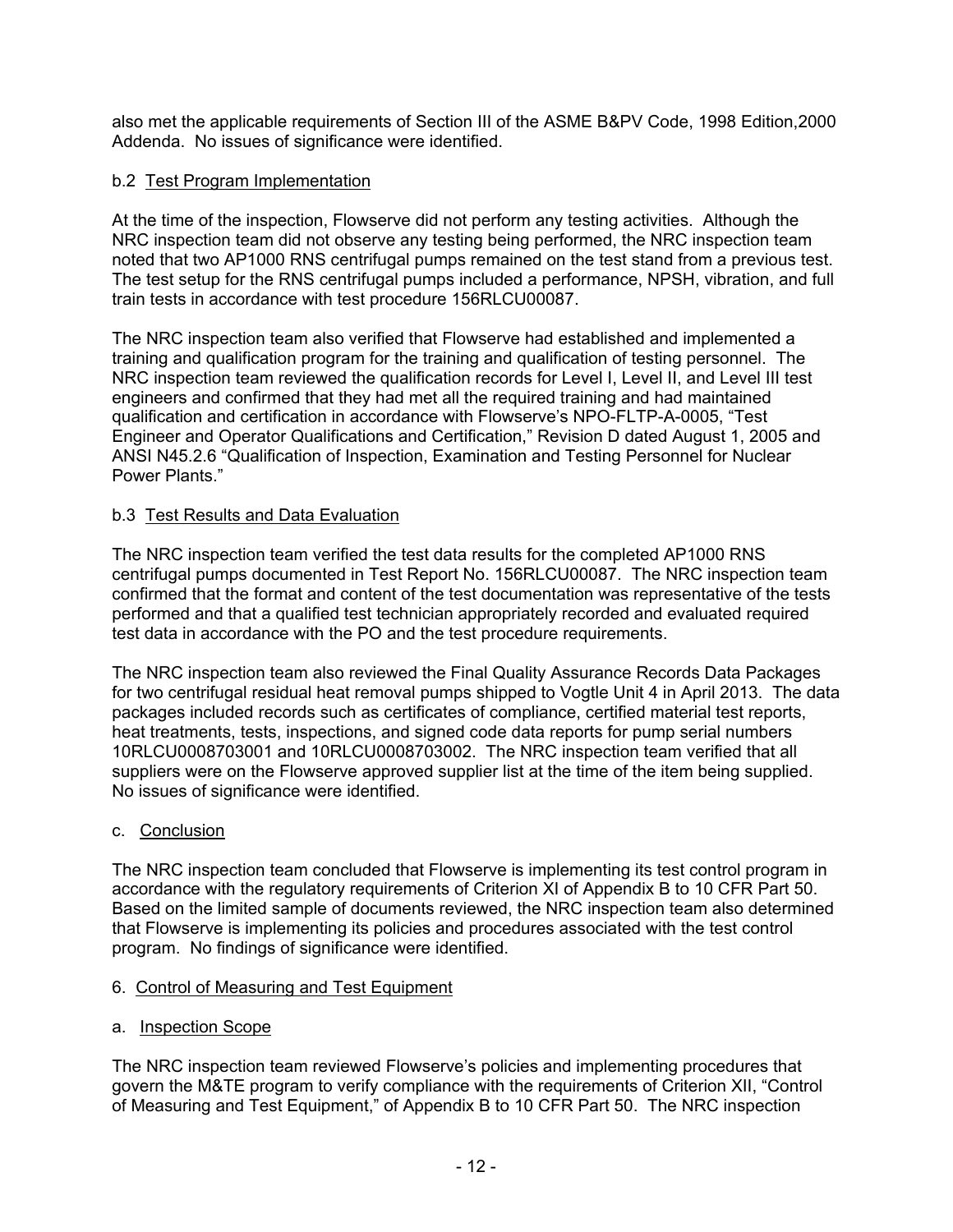also met the applicable requirements of Section III of the ASME B&PV Code, 1998 Edition,2000 Addenda. No issues of significance were identified.

b.2 Test Program Implementation

At the time of the inspection, Flowserve did not perform any testing activities. Although the NRC inspection team did not observe any testing being performed, the NRC inspection team noted that two AP1000 RNS centrifugal pumps remained on the test stand from a previous test. The test setup for the RNS centrifugal pumps included a performance, NPSH, vibration, and full train tests in accordance with test procedure 156RLCU00087.

The NRC inspection team also verified that Flowserve had established and implemented a training and qualification program for the training and qualification of testing personnel. The NRC inspection team reviewed the qualification records for Level I, Level II, and Level III test engineers and confirmed that they had met all the required training and had maintained qualification and certification in accordance with Flowserve's NPO-FLTP-A-0005, "Test Engineer and Operator Qualifications and Certification," Revision D dated August 1, 2005 and ANSI N45.2.6 "Qualification of Inspection, Examination and Testing Personnel for Nuclear Power Plants."

b.3 Test Results and Data Evaluation

The NRC inspection team verified the test data results for the completed AP1000 RNS centrifugal pumps documented in Test Report No. 156RLCU00087. The NRC inspection team confirmed that the format and content of the test documentation was representative of the tests performed and that a qualified test technician appropriately recorded and evaluated required test data in accordance with the PO and the test procedure requirements.

The NRC inspection team also reviewed the Final Quality Assurance Records Data Packages for two centrifugal residual heat removal pumps shipped to Vogtle Unit 4 in April 2013. The data packages included records such as certificates of compliance, certified material test reports, heat treatments, tests, inspections, and signed code data reports for pump serial numbers 10RLCU0008703001 and 10RLCU0008703002. The NRC inspection team verified that all suppliers were on the Flowserve approved supplier list at the time of the item being supplied. No issues of significance were identified.

c. Conclusion

The NRC inspection team concluded that Flowserve is implementing its test control program in accordance with the regulatory requirements of Criterion XI of Appendix B to 10 CFR Part 50. Based on the limited sample of documents reviewed, the NRC inspection team also determined that Flowserve is implementing its policies and procedures associated with the test control program. No findings of significance were identified.

6. Control of Measuring and Test Equipment

a. Inspection Scope

The NRC inspection team reviewed Flowserve's policies and implementing procedures that govern the M&TE program to verify compliance with the requirements of Criterion XII, "Control of Measuring and Test Equipment," of Appendix B to 10 CFR Part 50. The NRC inspection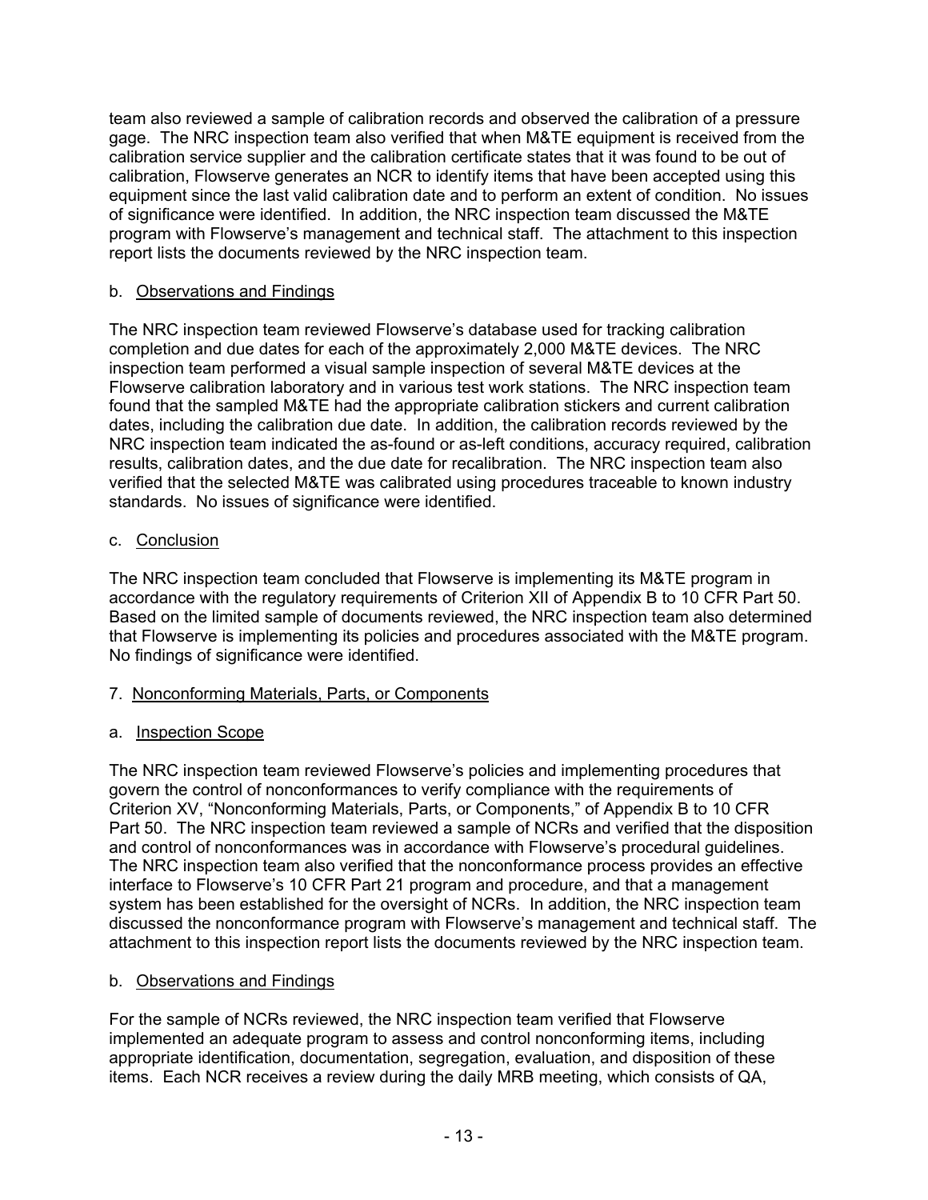team also reviewed a sample of calibration records and observed the calibration of a pressure gage. The NRC inspection team also verified that when M&TE equipment is received from the calibration service supplier and the calibration certificate states that it was found to be out of calibration, Flowserve generates an NCR to identify items that have been accepted using this equipment since the last valid calibration date and to perform an extent of condition. No issues of significance were identified. In addition, the NRC inspection team discussed the M&TE program with Flowserve's management and technical staff. The attachment to this inspection report lists the documents reviewed by the NRC inspection team.

b. Observations and Findings

The NRC inspection team reviewed Flowserve's database used for tracking calibration completion and due dates for each of the approximately 2,000 M&TE devices. The NRC inspection team performed a visual sample inspection of several M&TE devices at the Flowserve calibration laboratory and in various test work stations. The NRC inspection team found that the sampled M&TE had the appropriate calibration stickers and current calibration dates, including the calibration due date. In addition, the calibration records reviewed by the NRC inspection team indicated the as-found or as-left conditions, accuracy required, calibration results, calibration dates, and the due date for recalibration. The NRC inspection team also verified that the selected M&TE was calibrated using procedures traceable to known industry standards. No issues of significance were identified.

c. Conclusion

The NRC inspection team concluded that Flowserve is implementing its M&TE program in accordance with the regulatory requirements of Criterion XII of Appendix B to 10 CFR Part 50. Based on the limited sample of documents reviewed, the NRC inspection team also determined that Flowserve is implementing its policies and procedures associated with the M&TE program. No findings of significance were identified.

## 7. Nonconforming Materials, Parts, or Components

a. Inspection Scope

The NRC inspection team reviewed Flowserve's policies and implementing procedures that govern the control of nonconformances to verify compliance with the requirements of Criterion XV, "Nonconforming Materials, Parts, or Components," of Appendix B to 10 CFR Part 50. The NRC inspection team reviewed a sample of NCRs and verified that the disposition and control of nonconformances was in accordance with Flowserve's procedural guidelines. The NRC inspection team also verified that the nonconformance process provides an effective interface to Flowserve's 10 CFR Part 21 program and procedure, and that a management system has been established for the oversight of NCRs. In addition, the NRC inspection team discussed the nonconformance program with Flowserve's management and technical staff. The attachment to this inspection report lists the documents reviewed by the NRC inspection team.

b. Observations and Findings

For the sample of NCRs reviewed, the NRC inspection team verified that Flowserve implemented an adequate program to assess and control nonconforming items, including appropriate identification, documentation, segregation, evaluation, and disposition of these items. Each NCR receives a review during the daily MRB meeting, which consists of QA,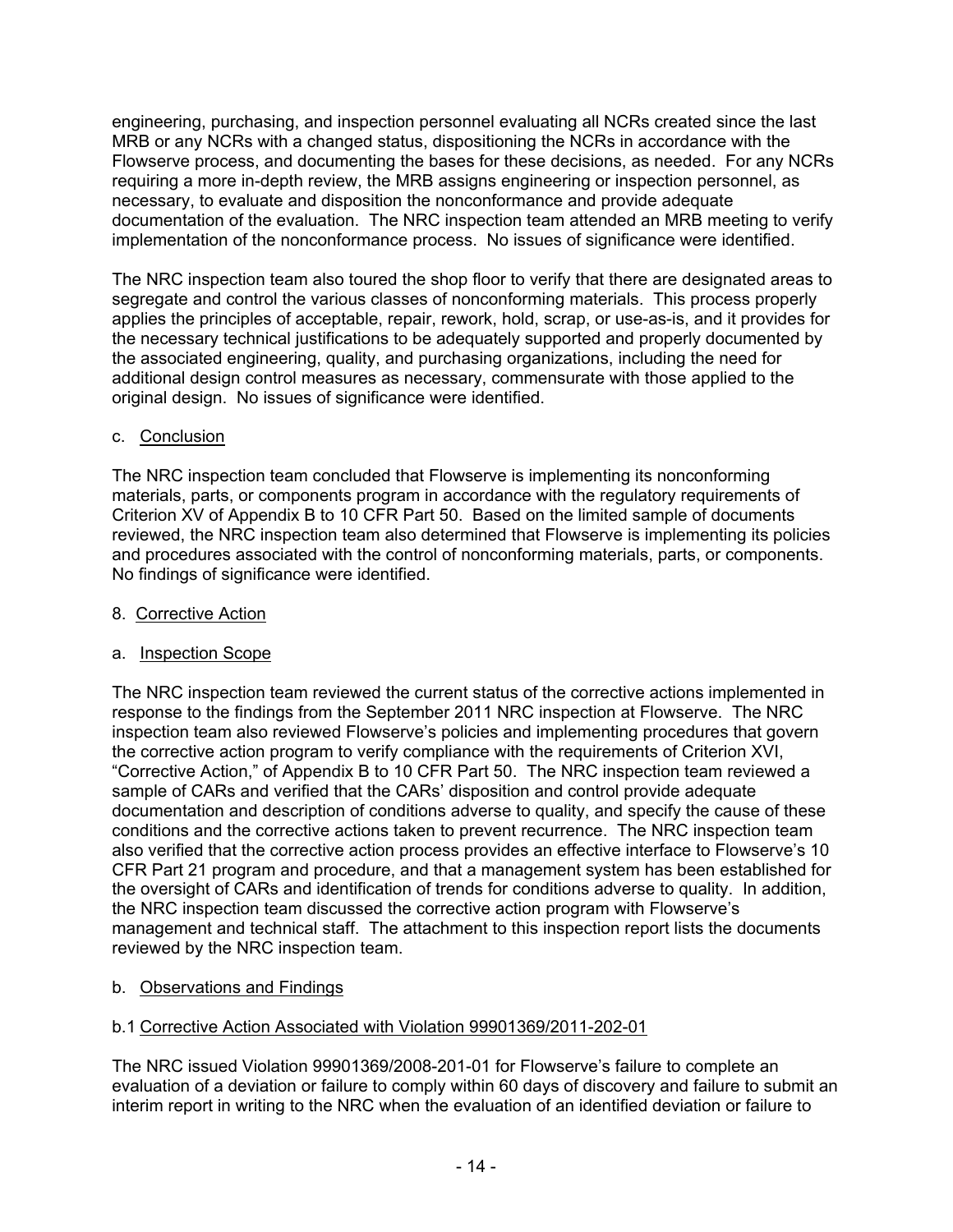engineering, purchasing, and inspection personnel evaluating all NCRs created since the last MRB or any NCRs with a changed status, dispositioning the NCRs in accordance with the Flowserve process, and documenting the bases for these decisions, as needed. For any NCRs requiring a more in-depth review, the MRB assigns engineering or inspection personnel, as necessary, to evaluate and disposition the nonconformance and provide adequate documentation of the evaluation. The NRC inspection team attended an MRB meeting to verify implementation of the nonconformance process. No issues of significance were identified.

The NRC inspection team also toured the shop floor to verify that there are designated areas to segregate and control the various classes of nonconforming materials. This process properly applies the principles of acceptable, repair, rework, hold, scrap, or use-as-is, and it provides for the necessary technical justifications to be adequately supported and properly documented by the associated engineering, quality, and purchasing organizations, including the need for additional design control measures as necessary, commensurate with those applied to the original design. No issues of significance were identified.

c. Conclusion

The NRC inspection team concluded that Flowserve is implementing its nonconforming materials, parts, or components program in accordance with the regulatory requirements of Criterion XV of Appendix B to 10 CFR Part 50. Based on the limited sample of documents reviewed, the NRC inspection team also determined that Flowserve is implementing its policies and procedures associated with the control of nonconforming materials, parts, or components. No findings of significance were identified.

## 8. Corrective Action

a. Inspection Scope

The NRC inspection team reviewed the current status of the corrective actions implemented in response to the findings from the September 2011 NRC inspection at Flowserve. The NRC inspection team also reviewed Flowserve's policies and implementing procedures that govern the corrective action program to verify compliance with the requirements of Criterion XVI, "Corrective Action," of Appendix B to 10 CFR Part 50. The NRC inspection team reviewed a sample of CARs and verified that the CARs' disposition and control provide adequate documentation and description of conditions adverse to quality, and specify the cause of these conditions and the corrective actions taken to prevent recurrence. The NRC inspection team also verified that the corrective action process provides an effective interface to Flowserve's 10 CFR Part 21 program and procedure, and that a management system has been established for the oversight of CARs and identification of trends for conditions adverse to quality. In addition, the NRC inspection team discussed the corrective action program with Flowserve's management and technical staff. The attachment to this inspection report lists the documents reviewed by the NRC inspection team.

b. Observations and Findings

b.1 Corrective Action Associated with Violation 99901369/2011-202-01

The NRC issued Violation 99901369/2008-201-01 for Flowserve's failure to complete an evaluation of a deviation or failure to comply within 60 days of discovery and failure to submit an interim report in writing to the NRC when the evaluation of an identified deviation or failure to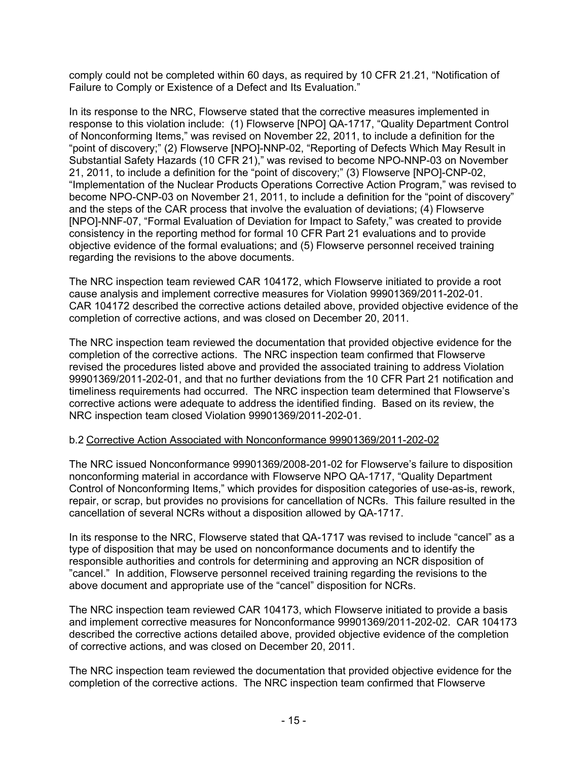comply could not be completed within 60 days, as required by 10 CFR 21.21, "Notification of Failure to Comply or Existence of a Defect and Its Evaluation."

In its response to the NRC, Flowserve stated that the corrective measures implemented in response to this violation include: (1) Flowserve [NPO] QA-1717, "Quality Department Control of Nonconforming Items," was revised on November 22, 2011, to include a definition for the "point of discovery;" (2) Flowserve [NPO]-NNP-02, "Reporting of Defects Which May Result in Substantial Safety Hazards (10 CFR 21)," was revised to become NPO-NNP-03 on November 21, 2011, to include a definition for the "point of discovery;" (3) Flowserve [NPO]-CNP-02, "Implementation of the Nuclear Products Operations Corrective Action Program," was revised to become NPO-CNP-03 on November 21, 2011, to include a definition for the "point of discovery" and the steps of the CAR process that involve the evaluation of deviations; (4) Flowserve [NPO]-NNF-07, "Formal Evaluation of Deviation for Impact to Safety," was created to provide consistency in the reporting method for formal 10 CFR Part 21 evaluations and to provide objective evidence of the formal evaluations; and (5) Flowserve personnel received training regarding the revisions to the above documents.

The NRC inspection team reviewed CAR 104172, which Flowserve initiated to provide a root cause analysis and implement corrective measures for Violation 99901369/2011-202-01. CAR 104172 described the corrective actions detailed above, provided objective evidence of the completion of corrective actions, and was closed on December 20, 2011.

The NRC inspection team reviewed the documentation that provided objective evidence for the completion of the corrective actions. The NRC inspection team confirmed that Flowserve revised the procedures listed above and provided the associated training to address Violation 99901369/2011-202-01, and that no further deviations from the 10 CFR Part 21 notification and timeliness requirements had occurred. The NRC inspection team determined that Flowserve's corrective actions were adequate to address the identified finding. Based on its review, the NRC inspection team closed Violation 99901369/2011-202-01.

b.2 Corrective Action Associated with Nonconformance 99901369/2011-202-02

The NRC issued Nonconformance 99901369/2008-201-02 for Flowserve's failure to disposition nonconforming material in accordance with Flowserve NPO QA-1717, "Quality Department Control of Nonconforming Items," which provides for disposition categories of use-as-is, rework, repair, or scrap, but provides no provisions for cancellation of NCRs. This failure resulted in the cancellation of several NCRs without a disposition allowed by QA-1717.

In its response to the NRC, Flowserve stated that QA-1717 was revised to include "cancel" as a type of disposition that may be used on nonconformance documents and to identify the responsible authorities and controls for determining and approving an NCR disposition of "cancel." In addition, Flowserve personnel received training regarding the revisions to the above document and appropriate use of the "cancel" disposition for NCRs.

The NRC inspection team reviewed CAR 104173, which Flowserve initiated to provide a basis and implement corrective measures for Nonconformance 99901369/2011-202-02. CAR 104173 described the corrective actions detailed above, provided objective evidence of the completion of corrective actions, and was closed on December 20, 2011.

The NRC inspection team reviewed the documentation that provided objective evidence for the completion of the corrective actions. The NRC inspection team confirmed that Flowserve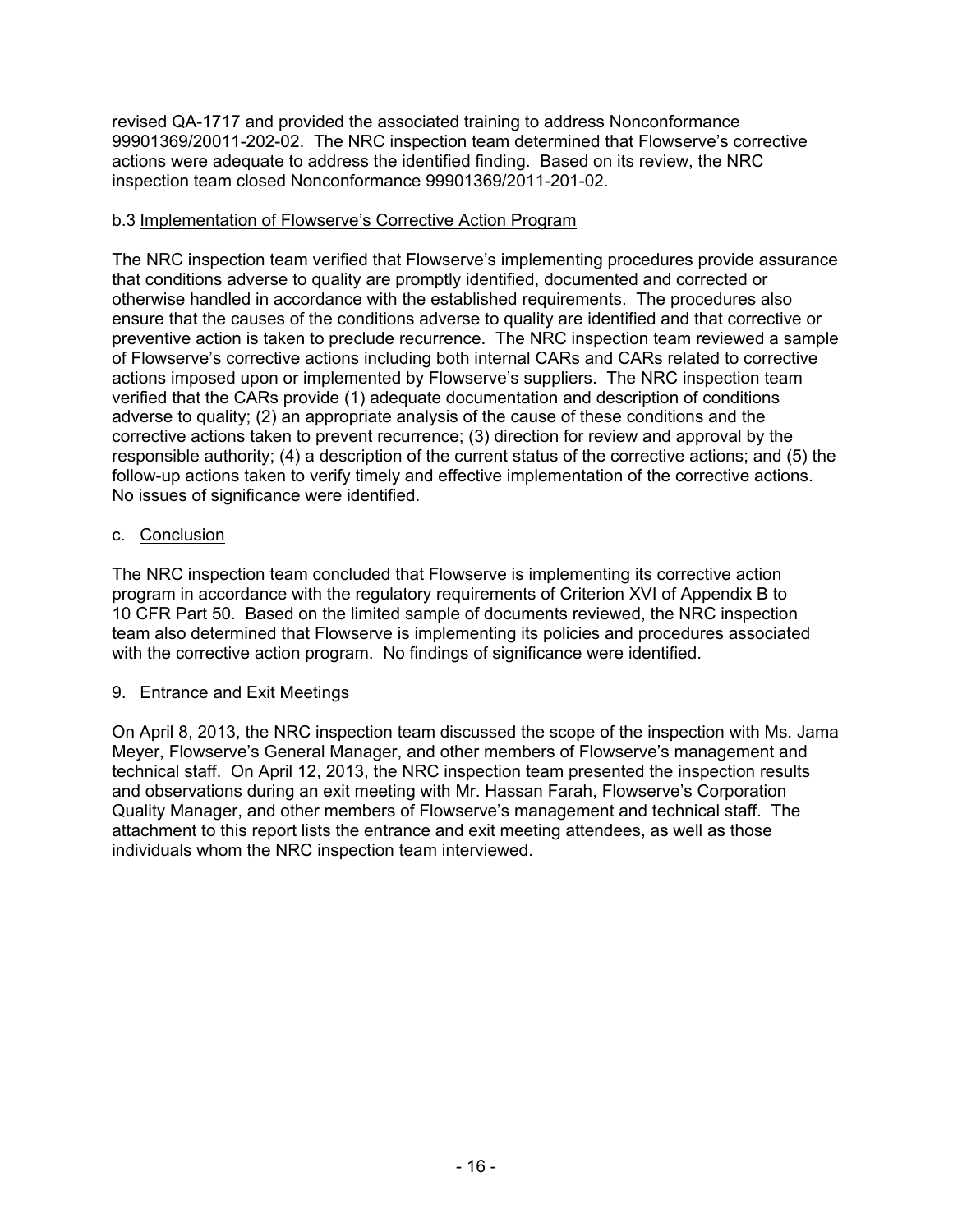revised QA-1717 and provided the associated training to address Nonconformance 99901369/20011-202-02. The NRC inspection team determined that Flowserve's corrective actions were adequate to address the identified finding. Based on its review, the NRC inspection team closed Nonconformance 99901369/2011-201-02.

b.3 Implementation of Flowserve's Corrective Action Program

The NRC inspection team verified that Flowserve's implementing procedures provide assurance that conditions adverse to quality are promptly identified, documented and corrected or otherwise handled in accordance with the established requirements. The procedures also ensure that the causes of the conditions adverse to quality are identified and that corrective or preventive action is taken to preclude recurrence. The NRC inspection team reviewed a sample of Flowserve's corrective actions including both internal CARs and CARs related to corrective actions imposed upon or implemented by Flowserve's suppliers. The NRC inspection team verified that the CARs provide (1) adequate documentation and description of conditions adverse to quality; (2) an appropriate analysis of the cause of these conditions and the corrective actions taken to prevent recurrence; (3) direction for review and approval by the responsible authority; (4) a description of the current status of the corrective actions; and (5) the follow-up actions taken to verify timely and effective implementation of the corrective actions. No issues of significance were identified.

c. Conclusion

The NRC inspection team concluded that Flowserve is implementing its corrective action program in accordance with the regulatory requirements of Criterion XVI of Appendix B to 10 CFR Part 50. Based on the limited sample of documents reviewed, the NRC inspection team also determined that Flowserve is implementing its policies and procedures associated with the corrective action program. No findings of significance were identified.

## 9. Entrance and Exit Meetings

On April 8, 2013, the NRC inspection team discussed the scope of the inspection with Ms. Jama Meyer, Flowserve's General Manager, and other members of Flowserve's management and technical staff. On April 12, 2013, the NRC inspection team presented the inspection results and observations during an exit meeting with Mr. Hassan Farah, Flowserve's Corporation Quality Manager, and other members of Flowserve's management and technical staff. The attachment to this report lists the entrance and exit meeting attendees, as well as those individuals whom the NRC inspection team interviewed.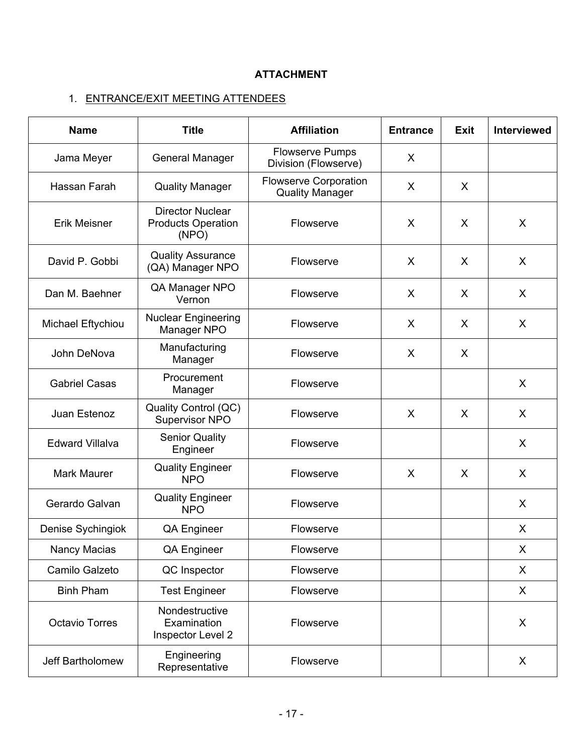**ATTACHMENT**

1. ENTRANCE/EXIT MEETING ATTENDEES

| Name | Title | Affiliation | Entrance | Exit | Interviewed |
|---|---|---|---|---|---|
| Jama Meyer | General Manager | Flowserve Pumps Division (Flowserve) | X | | |
| Hassan Farah | Quality Manager | Flowserve Corporation Quality Manager | X | X | |
| Erik Meisner | Director Nuclear Products Operation (NPO) | Flowserve | X | X | X |
| David P. Gobbi | Quality Assurance (QA) Manager NPO | Flowserve | X | X | X |
| Dan M. Baehner | QA Manager NPO Vernon | Flowserve | X | X | X |
| Michael Eftychiou | Nuclear Engineering Manager NPO | Flowserve | X | X | X |
| John DeNova | Manufacturing Manager | Flowserve | X | X | |
| Gabriel Casas | Procurement Manager | Flowserve | | | X |
| Juan Estenoz | Quality Control (QC) Supervisor NPO | Flowserve | X | X | X |
| Edward Villalva | Senior Quality Engineer | Flowserve | | | X |
| Mark Maurer | Quality Engineer NPO | Flowserve | X | X | X |
| Gerardo Galvan | Quality Engineer NPO | Flowserve | | | X |
| Denise Sychingiok | QA Engineer | Flowserve | | | X |
| Nancy Macias | QA Engineer | Flowserve | | | X |
| Camilo Galzeto | QC Inspector | Flowserve | | | X |
| Binh Pham | Test Engineer | Flowserve | | | X |
| Octavio Torres | Nondestructive Examination Inspector Level 2 | Flowserve | | | X |
| Jeff Bartholomew | Engineering Representative | Flowserve | | | X |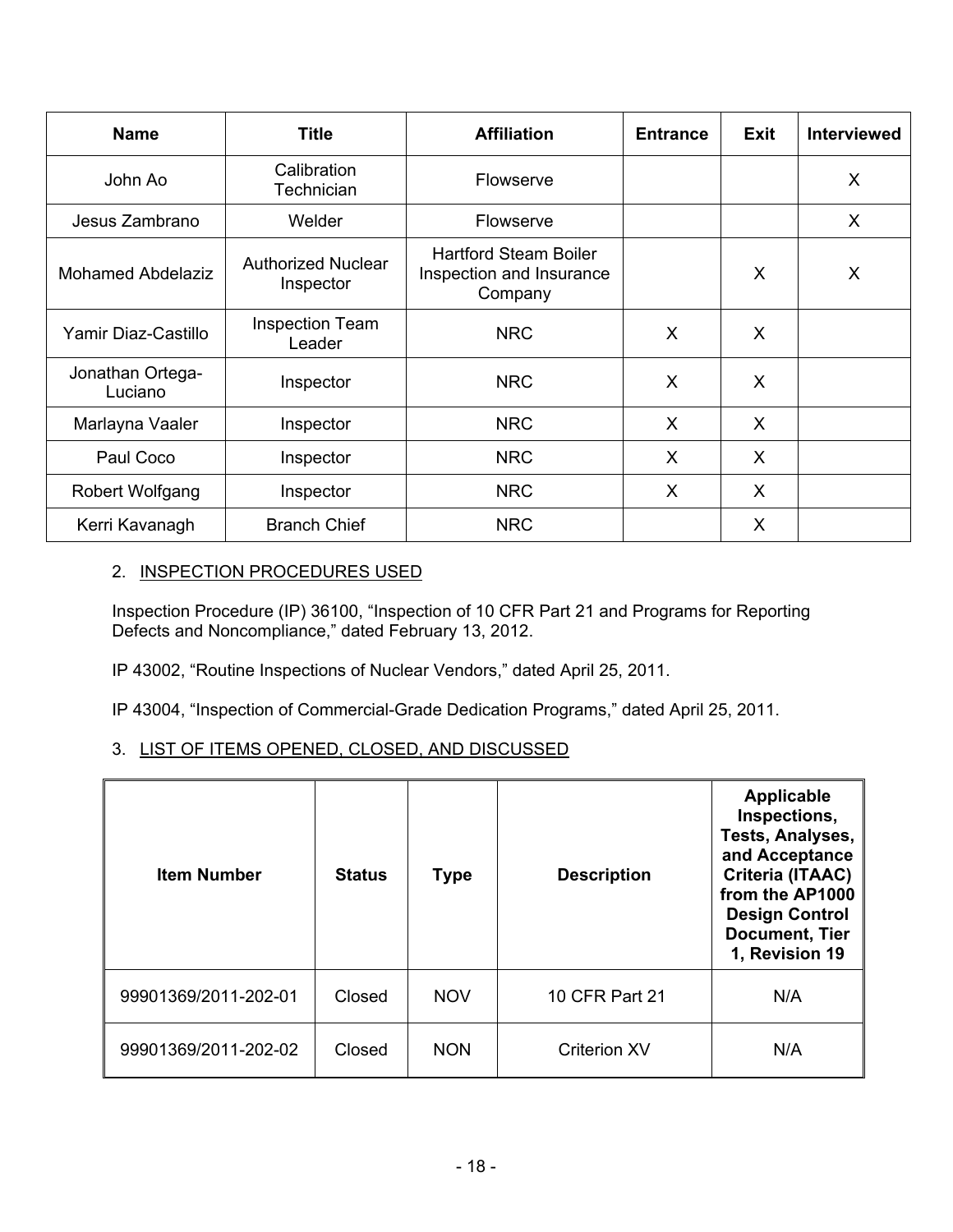| Name | Title | Affiliation | Entrance | Exit | Interviewed |
|---|---|---|---|---|---|
| John Ao | Calibration Technician | Flowserve | | | X |
| Jesus Zambrano | Welder | Flowserve | | | X |
| Mohamed Abdelaziz | Authorized Nuclear Inspector | Hartford Steam Boiler Inspection and Insurance Company | | X | X |
| Yamir Diaz-Castillo | Inspection Team Leader | NRC | X | X | |
| Jonathan Ortega-Luciano | Inspector | NRC | X | X | |
| Marlayna Vaaler | Inspector | NRC | X | X | |
| Paul Coco | Inspector | NRC | X | X | |
| Robert Wolfgang | Inspector | NRC | X | X | |
| Kerri Kavanagh | Branch Chief | NRC | | X | |

2. INSPECTION PROCEDURES USED

Inspection Procedure (IP) 36100, "Inspection of 10 CFR Part 21 and Programs for Reporting Defects and Noncompliance," dated February 13, 2012.

IP 43002, "Routine Inspections of Nuclear Vendors," dated April 25, 2011.

IP 43004, "Inspection of Commercial-Grade Dedication Programs," dated April 25, 2011.

3. LIST OF ITEMS OPENED, CLOSED, AND DISCUSSED

| Item Number | Status | Type | Description | Applicable Inspections, Tests, Analyses, and Acceptance Criteria (ITAAC) from the AP1000 Design Control Document, Tier 1, Revision 19 |
|---|---|---|---|---|
| 99901369/2011-202-01 | Closed | NOV | 10 CFR Part 21 | N/A |
| 99901369/2011-202-02 | Closed | NON | Criterion XV | N/A |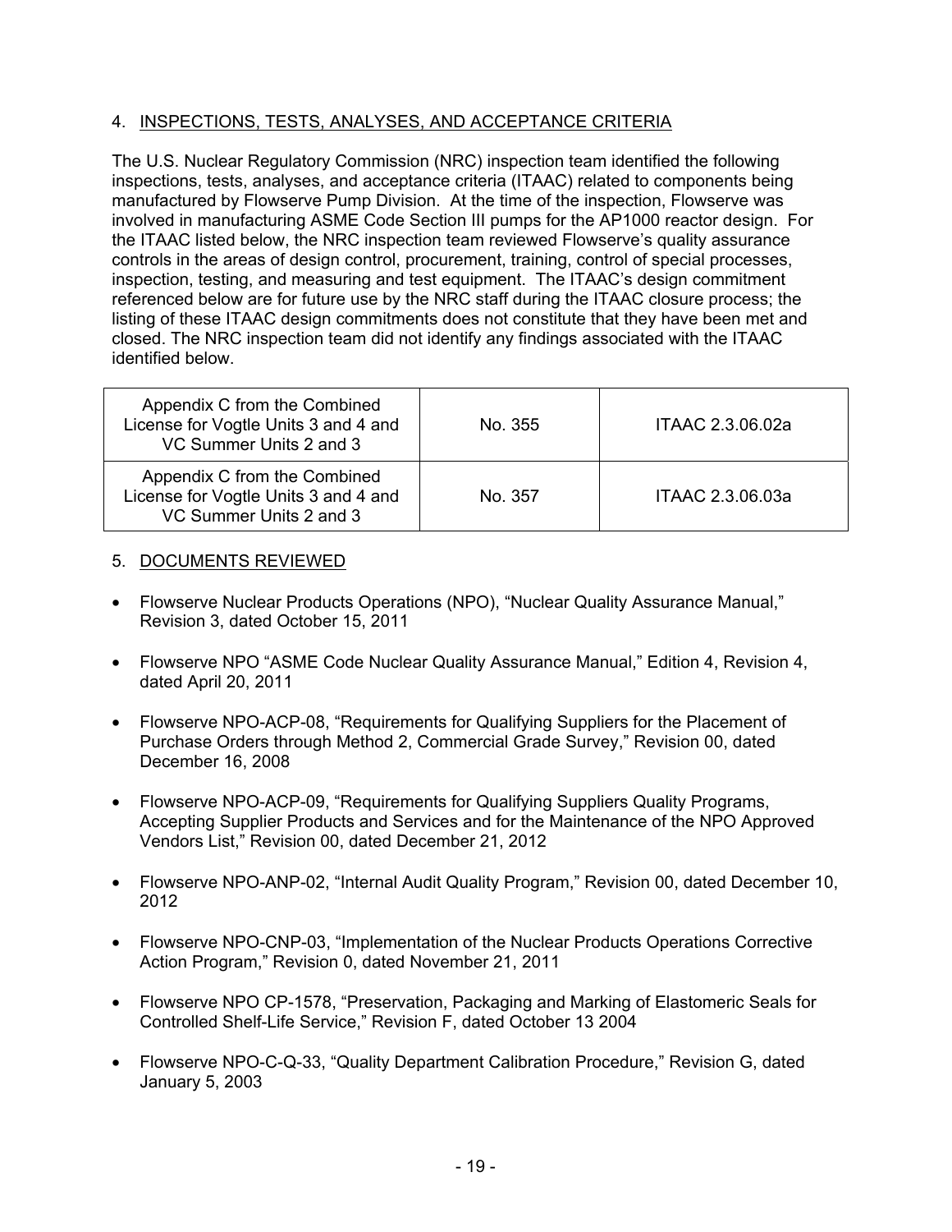## 4. INSPECTIONS, TESTS, ANALYSES, AND ACCEPTANCE CRITERIA

The U.S. Nuclear Regulatory Commission (NRC) inspection team identified the following inspections, tests, analyses, and acceptance criteria (ITAAC) related to components being manufactured by Flowserve Pump Division. At the time of the inspection, Flowserve was involved in manufacturing ASME Code Section III pumps for the AP1000 reactor design. For the ITAAC listed below, the NRC inspection team reviewed Flowserve's quality assurance controls in the areas of design control, procurement, training, control of special processes, inspection, testing, and measuring and test equipment. The ITAAC's design commitment referenced below are for future use by the NRC staff during the ITAAC closure process; the listing of these ITAAC design commitments does not constitute that they have been met and closed. The NRC inspection team did not identify any findings associated with the ITAAC identified below.

| | | |
|---|---|---|
| Appendix C from the Combined License for Vogtle Units 3 and 4 and VC Summer Units 2 and 3 | No. 355 | ITAAC 2.3.06.02a |
| Appendix C from the Combined License for Vogtle Units 3 and 4 and VC Summer Units 2 and 3 | No. 357 | ITAAC 2.3.06.03a |

## 5. DOCUMENTS REVIEWED

- Flowserve Nuclear Products Operations (NPO), "Nuclear Quality Assurance Manual," Revision 3, dated October 15, 2011
- Flowserve NPO "ASME Code Nuclear Quality Assurance Manual," Edition 4, Revision 4, dated April 20, 2011
- Flowserve NPO-ACP-08, "Requirements for Qualifying Suppliers for the Placement of Purchase Orders through Method 2, Commercial Grade Survey," Revision 00, dated December 16, 2008
- Flowserve NPO-ACP-09, "Requirements for Qualifying Suppliers Quality Programs, Accepting Supplier Products and Services and for the Maintenance of the NPO Approved Vendors List," Revision 00, dated December 21, 2012
- Flowserve NPO-ANP-02, "Internal Audit Quality Program," Revision 00, dated December 10, 2012
- Flowserve NPO-CNP-03, "Implementation of the Nuclear Products Operations Corrective Action Program," Revision 0, dated November 21, 2011
- Flowserve NPO CP-1578, "Preservation, Packaging and Marking of Elastomeric Seals for Controlled Shelf-Life Service," Revision F, dated October 13 2004
- Flowserve NPO-C-Q-33, "Quality Department Calibration Procedure," Revision G, dated January 5, 2003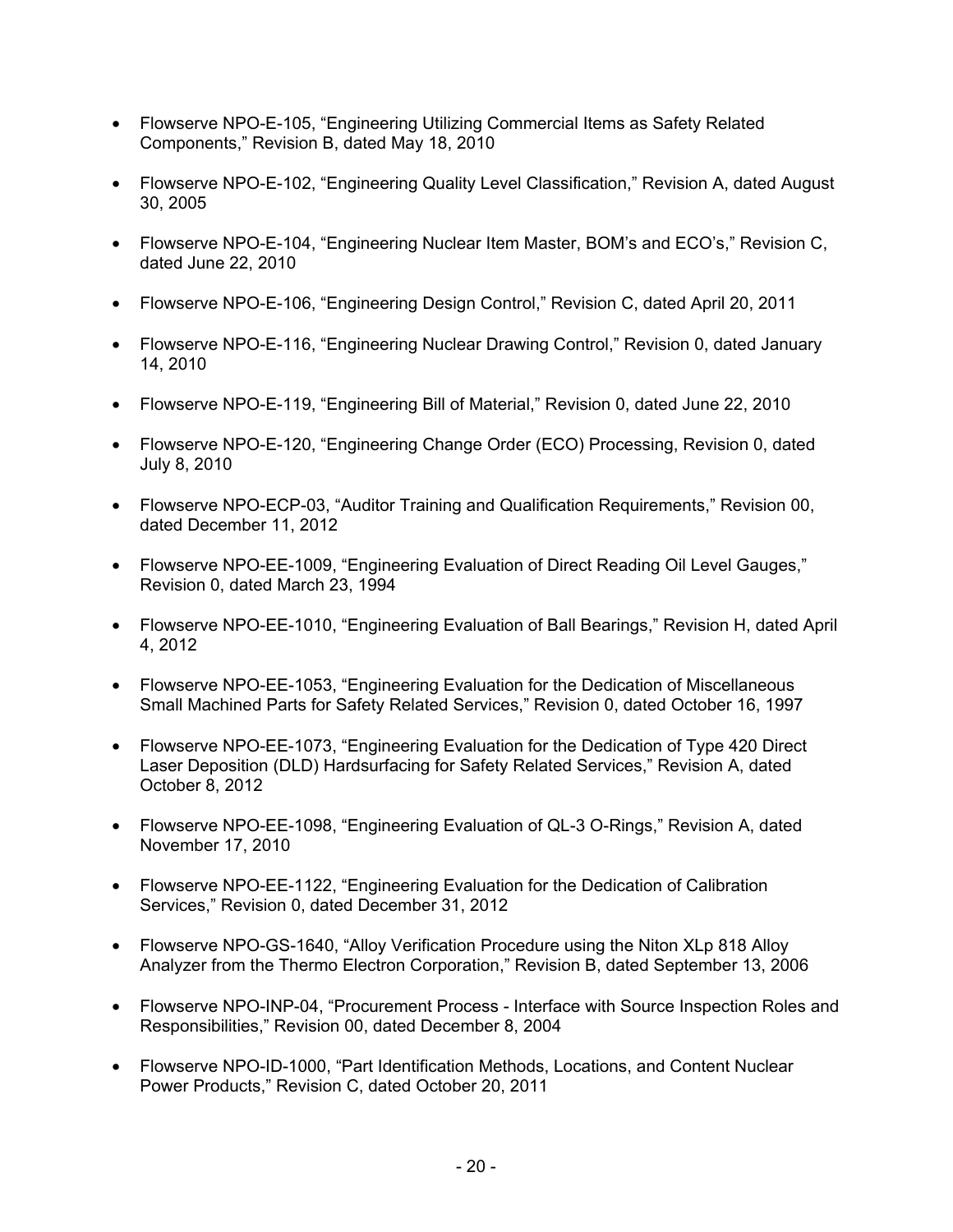- Flowserve NPO-E-105, “Engineering Utilizing Commercial Items as Safety Related Components,” Revision B, dated May 18, 2010

- Flowserve NPO-E-102, “Engineering Quality Level Classification,” Revision A, dated August 30, 2005

- Flowserve NPO-E-104, “Engineering Nuclear Item Master, BOM’s and ECO’s,” Revision C, dated June 22, 2010

- Flowserve NPO-E-106, “Engineering Design Control,” Revision C, dated April 20, 2011

- Flowserve NPO-E-116, “Engineering Nuclear Drawing Control,” Revision 0, dated January 14, 2010

- Flowserve NPO-E-119, “Engineering Bill of Material,” Revision 0, dated June 22, 2010

- Flowserve NPO-E-120, “Engineering Change Order (ECO) Processing, Revision 0, dated July 8, 2010

- Flowserve NPO-ECP-03, “Auditor Training and Qualification Requirements,” Revision 00, dated December 11, 2012

- Flowserve NPO-EE-1009, “Engineering Evaluation of Direct Reading Oil Level Gauges,” Revision 0, dated March 23, 1994

- Flowserve NPO-EE-1010, “Engineering Evaluation of Ball Bearings,” Revision H, dated April 4, 2012

- Flowserve NPO-EE-1053, “Engineering Evaluation for the Dedication of Miscellaneous Small Machined Parts for Safety Related Services,” Revision 0, dated October 16, 1997

- Flowserve NPO-EE-1073, “Engineering Evaluation for the Dedication of Type 420 Direct Laser Deposition (DLD) Hardsurfacing for Safety Related Services,” Revision A, dated October 8, 2012

- Flowserve NPO-EE-1098, “Engineering Evaluation of QL-3 O-Rings,” Revision A, dated November 17, 2010

- Flowserve NPO-EE-1122, “Engineering Evaluation for the Dedication of Calibration Services,” Revision 0, dated December 31, 2012

- Flowserve NPO-GS-1640, “Alloy Verification Procedure using the Niton XLp 818 Alloy Analyzer from the Thermo Electron Corporation,” Revision B, dated September 13, 2006

- Flowserve NPO-INP-04, “Procurement Process - Interface with Source Inspection Roles and Responsibilities,” Revision 00, dated December 8, 2004

- Flowserve NPO-ID-1000, “Part Identification Methods, Locations, and Content Nuclear Power Products,” Revision C, dated October 20, 2011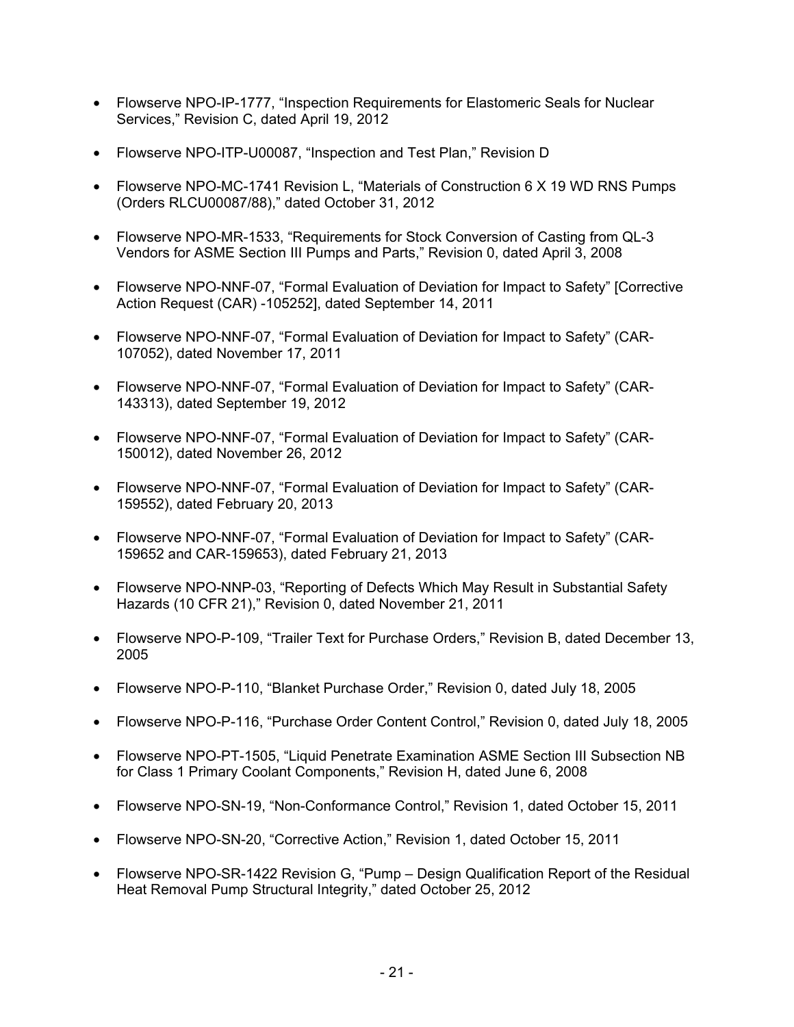- Flowserve NPO-IP-1777, "Inspection Requirements for Elastomeric Seals for Nuclear Services," Revision C, dated April 19, 2012
- Flowserve NPO-ITP-U00087, "Inspection and Test Plan," Revision D
- Flowserve NPO-MC-1741 Revision L, "Materials of Construction 6 X 19 WD RNS Pumps (Orders RLCU00087/88)," dated October 31, 2012
- Flowserve NPO-MR-1533, "Requirements for Stock Conversion of Casting from QL-3 Vendors for ASME Section III Pumps and Parts," Revision 0, dated April 3, 2008
- Flowserve NPO-NNF-07, "Formal Evaluation of Deviation for Impact to Safety" [Corrective Action Request (CAR) -105252], dated September 14, 2011
- Flowserve NPO-NNF-07, "Formal Evaluation of Deviation for Impact to Safety" (CAR-107052), dated November 17, 2011
- Flowserve NPO-NNF-07, "Formal Evaluation of Deviation for Impact to Safety" (CAR-143313), dated September 19, 2012
- Flowserve NPO-NNF-07, "Formal Evaluation of Deviation for Impact to Safety" (CAR-150012), dated November 26, 2012
- Flowserve NPO-NNF-07, "Formal Evaluation of Deviation for Impact to Safety" (CAR-159552), dated February 20, 2013
- Flowserve NPO-NNF-07, "Formal Evaluation of Deviation for Impact to Safety" (CAR-159652 and CAR-159653), dated February 21, 2013
- Flowserve NPO-NNP-03, "Reporting of Defects Which May Result in Substantial Safety Hazards (10 CFR 21)," Revision 0, dated November 21, 2011
- Flowserve NPO-P-109, "Trailer Text for Purchase Orders," Revision B, dated December 13, 2005
- Flowserve NPO-P-110, "Blanket Purchase Order," Revision 0, dated July 18, 2005
- Flowserve NPO-P-116, "Purchase Order Content Control," Revision 0, dated July 18, 2005
- Flowserve NPO-PT-1505, "Liquid Penetrate Examination ASME Section III Subsection NB for Class 1 Primary Coolant Components," Revision H, dated June 6, 2008
- Flowserve NPO-SN-19, "Non-Conformance Control," Revision 1, dated October 15, 2011
- Flowserve NPO-SN-20, "Corrective Action," Revision 1, dated October 15, 2011
- Flowserve NPO-SR-1422 Revision G, "Pump – Design Qualification Report of the Residual Heat Removal Pump Structural Integrity," dated October 25, 2012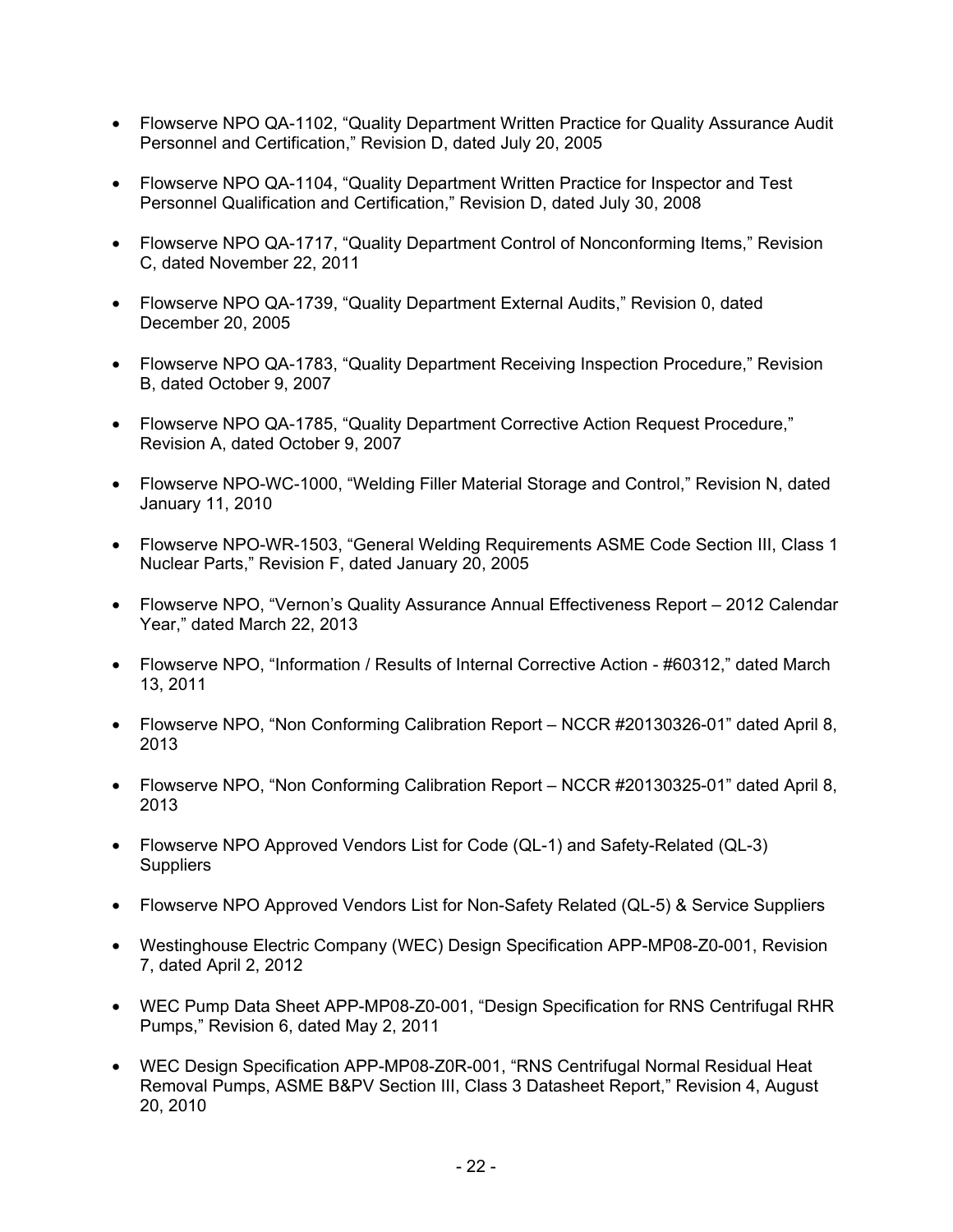- Flowserve NPO QA-1102, "Quality Department Written Practice for Quality Assurance Audit Personnel and Certification," Revision D, dated July 20, 2005

- Flowserve NPO QA-1104, "Quality Department Written Practice for Inspector and Test Personnel Qualification and Certification," Revision D, dated July 30, 2008

- Flowserve NPO QA-1717, "Quality Department Control of Nonconforming Items," Revision C, dated November 22, 2011

- Flowserve NPO QA-1739, "Quality Department External Audits," Revision 0, dated December 20, 2005

- Flowserve NPO QA-1783, "Quality Department Receiving Inspection Procedure," Revision B, dated October 9, 2007

- Flowserve NPO QA-1785, "Quality Department Corrective Action Request Procedure," Revision A, dated October 9, 2007

- Flowserve NPO-WC-1000, "Welding Filler Material Storage and Control," Revision N, dated January 11, 2010

- Flowserve NPO-WR-1503, "General Welding Requirements ASME Code Section III, Class 1 Nuclear Parts," Revision F, dated January 20, 2005

- Flowserve NPO, "Vernon's Quality Assurance Annual Effectiveness Report – 2012 Calendar Year," dated March 22, 2013

- Flowserve NPO, "Information / Results of Internal Corrective Action - #60312," dated March 13, 2011

- Flowserve NPO, "Non Conforming Calibration Report – NCCR #20130326-01" dated April 8, 2013

- Flowserve NPO, "Non Conforming Calibration Report – NCCR #20130325-01" dated April 8, 2013

- Flowserve NPO Approved Vendors List for Code (QL-1) and Safety-Related (QL-3) Suppliers

- Flowserve NPO Approved Vendors List for Non-Safety Related (QL-5) & Service Suppliers

- Westinghouse Electric Company (WEC) Design Specification APP-MP08-Z0-001, Revision 7, dated April 2, 2012

- WEC Pump Data Sheet APP-MP08-Z0-001, "Design Specification for RNS Centrifugal RHR Pumps," Revision 6, dated May 2, 2011

- WEC Design Specification APP-MP08-Z0R-001, "RNS Centrifugal Normal Residual Heat Removal Pumps, ASME B&PV Section III, Class 3 Datasheet Report," Revision 4, August 20, 2010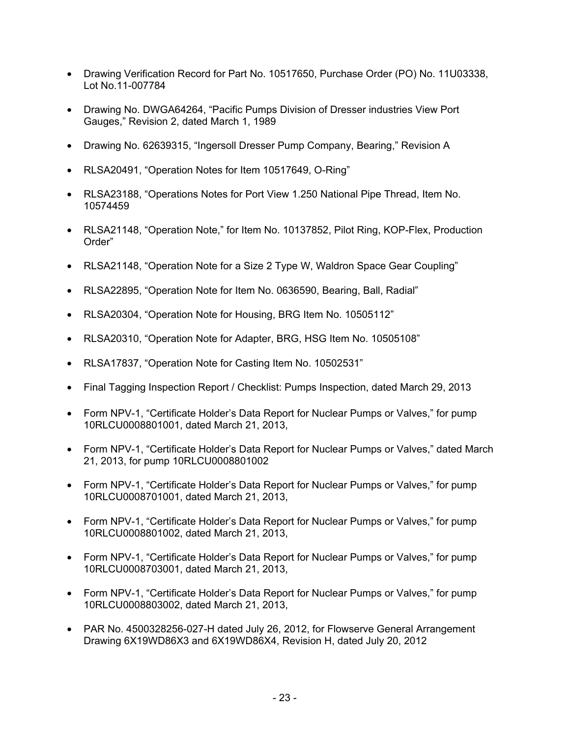- Drawing Verification Record for Part No. 10517650, Purchase Order (PO) No. 11U03338, Lot No.11-007784
- Drawing No. DWGA64264, "Pacific Pumps Division of Dresser industries View Port Gauges," Revision 2, dated March 1, 1989
- Drawing No. 62639315, "Ingersoll Dresser Pump Company, Bearing," Revision A
- RLSA20491, "Operation Notes for Item 10517649, O-Ring"
- RLSA23188, "Operations Notes for Port View 1.250 National Pipe Thread, Item No. 10574459
- RLSA21148, "Operation Note," for Item No. 10137852, Pilot Ring, KOP-Flex, Production Order"
- RLSA21148, "Operation Note for a Size 2 Type W, Waldron Space Gear Coupling"
- RLSA22895, "Operation Note for Item No. 0636590, Bearing, Ball, Radial"
- RLSA20304, "Operation Note for Housing, BRG Item No. 10505112"
- RLSA20310, "Operation Note for Adapter, BRG, HSG Item No. 10505108"
- RLSA17837, "Operation Note for Casting Item No. 10502531"
- Final Tagging Inspection Report / Checklist: Pumps Inspection, dated March 29, 2013
- Form NPV-1, "Certificate Holder's Data Report for Nuclear Pumps or Valves," for pump 10RLCU0008801001, dated March 21, 2013,
- Form NPV-1, "Certificate Holder's Data Report for Nuclear Pumps or Valves," dated March 21, 2013, for pump 10RLCU0008801002
- Form NPV-1, "Certificate Holder's Data Report for Nuclear Pumps or Valves," for pump 10RLCU0008701001, dated March 21, 2013,
- Form NPV-1, "Certificate Holder's Data Report for Nuclear Pumps or Valves," for pump 10RLCU0008801002, dated March 21, 2013,
- Form NPV-1, "Certificate Holder's Data Report for Nuclear Pumps or Valves," for pump 10RLCU0008703001, dated March 21, 2013,
- Form NPV-1, "Certificate Holder's Data Report for Nuclear Pumps or Valves," for pump 10RLCU0008803002, dated March 21, 2013,
- PAR No. 4500328256-027-H dated July 26, 2012, for Flowserve General Arrangement Drawing 6X19WD86X3 and 6X19WD86X4, Revision H, dated July 20, 2012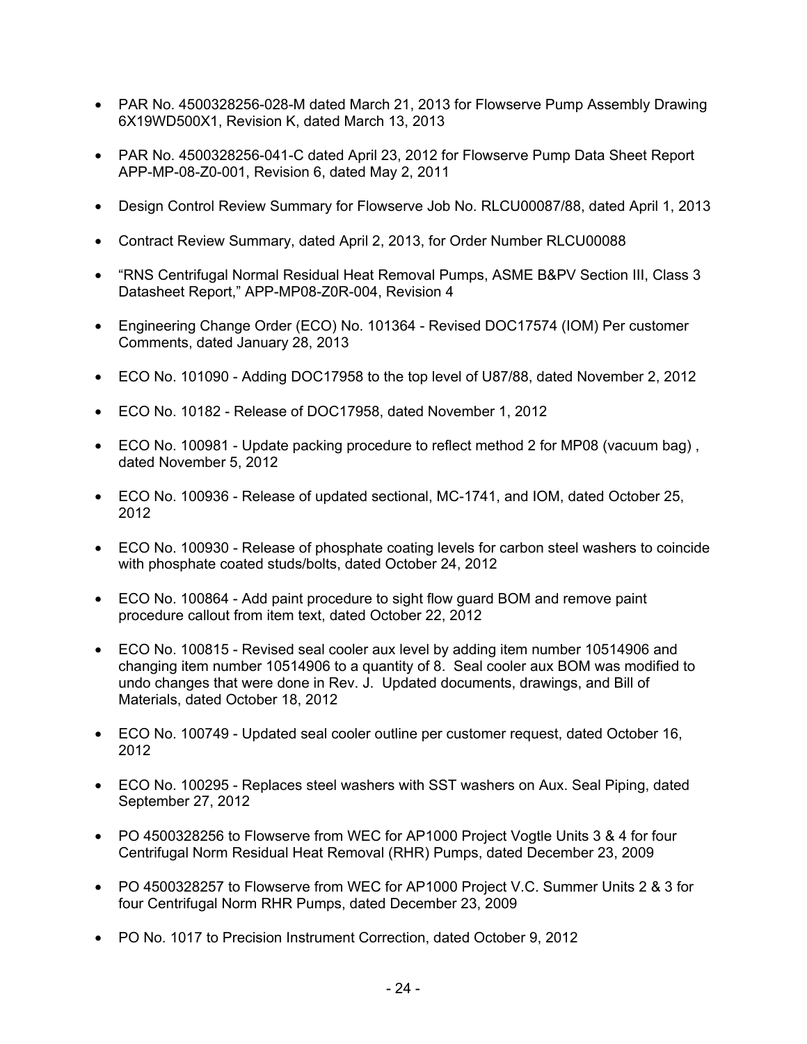- PAR No. 4500328256-028-M dated March 21, 2013 for Flowserve Pump Assembly Drawing 6X19WD500X1, Revision K, dated March 13, 2013
- PAR No. 4500328256-041-C dated April 23, 2012 for Flowserve Pump Data Sheet Report APP-MP-08-Z0-001, Revision 6, dated May 2, 2011
- Design Control Review Summary for Flowserve Job No. RLCU00087/88, dated April 1, 2013
- Contract Review Summary, dated April 2, 2013, for Order Number RLCU00088
- "RNS Centrifugal Normal Residual Heat Removal Pumps, ASME B&PV Section III, Class 3 Datasheet Report," APP-MP08-Z0R-004, Revision 4
- Engineering Change Order (ECO) No. 101364 - Revised DOC17574 (IOM) Per customer Comments, dated January 28, 2013
- ECO No. 101090 - Adding DOC17958 to the top level of U87/88, dated November 2, 2012
- ECO No. 10182 - Release of DOC17958, dated November 1, 2012
- ECO No. 100981 - Update packing procedure to reflect method 2 for MP08 (vacuum bag) , dated November 5, 2012
- ECO No. 100936 - Release of updated sectional, MC-1741, and IOM, dated October 25, 2012
- ECO No. 100930 - Release of phosphate coating levels for carbon steel washers to coincide with phosphate coated studs/bolts, dated October 24, 2012
- ECO No. 100864 - Add paint procedure to sight flow guard BOM and remove paint procedure callout from item text, dated October 22, 2012
- ECO No. 100815 - Revised seal cooler aux level by adding item number 10514906 and changing item number 10514906 to a quantity of 8. Seal cooler aux BOM was modified to undo changes that were done in Rev. J. Updated documents, drawings, and Bill of Materials, dated October 18, 2012
- ECO No. 100749 - Updated seal cooler outline per customer request, dated October 16, 2012
- ECO No. 100295 - Replaces steel washers with SST washers on Aux. Seal Piping, dated September 27, 2012
- PO 4500328256 to Flowserve from WEC for AP1000 Project Vogtle Units 3 & 4 for four Centrifugal Norm Residual Heat Removal (RHR) Pumps, dated December 23, 2009
- PO 4500328257 to Flowserve from WEC for AP1000 Project V.C. Summer Units 2 & 3 for four Centrifugal Norm RHR Pumps, dated December 23, 2009
- PO No. 1017 to Precision Instrument Correction, dated October 9, 2012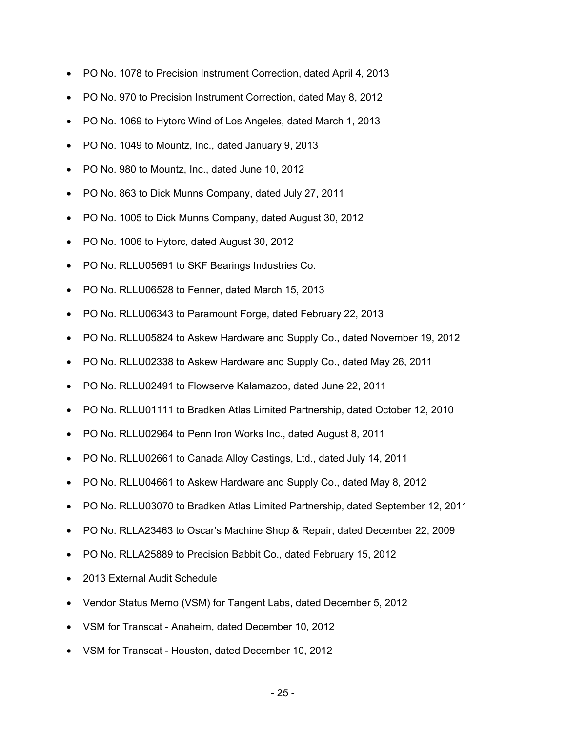- PO No. 1078 to Precision Instrument Correction, dated April 4, 2013
- PO No. 970 to Precision Instrument Correction, dated May 8, 2012
- PO No. 1069 to Hytorc Wind of Los Angeles, dated March 1, 2013
- PO No. 1049 to Mountz, Inc., dated January 9, 2013
- PO No. 980 to Mountz, Inc., dated June 10, 2012
- PO No. 863 to Dick Munns Company, dated July 27, 2011
- PO No. 1005 to Dick Munns Company, dated August 30, 2012
- PO No. 1006 to Hytorc, dated August 30, 2012
- PO No. RLLU05691 to SKF Bearings Industries Co.
- PO No. RLLU06528 to Fenner, dated March 15, 2013
- PO No. RLLU06343 to Paramount Forge, dated February 22, 2013
- PO No. RLLU05824 to Askew Hardware and Supply Co., dated November 19, 2012
- PO No. RLLU02338 to Askew Hardware and Supply Co., dated May 26, 2011
- PO No. RLLU02491 to Flowserve Kalamazoo, dated June 22, 2011
- PO No. RLLU01111 to Bradken Atlas Limited Partnership, dated October 12, 2010
- PO No. RLLU02964 to Penn Iron Works Inc., dated August 8, 2011
- PO No. RLLU02661 to Canada Alloy Castings, Ltd., dated July 14, 2011
- PO No. RLLU04661 to Askew Hardware and Supply Co., dated May 8, 2012
- PO No. RLLU03070 to Bradken Atlas Limited Partnership, dated September 12, 2011
- PO No. RLLA23463 to Oscar's Machine Shop & Repair, dated December 22, 2009
- PO No. RLLA25889 to Precision Babbit Co., dated February 15, 2012
- 2013 External Audit Schedule
- Vendor Status Memo (VSM) for Tangent Labs, dated December 5, 2012
- VSM for Transcat - Anaheim, dated December 10, 2012
- VSM for Transcat - Houston, dated December 10, 2012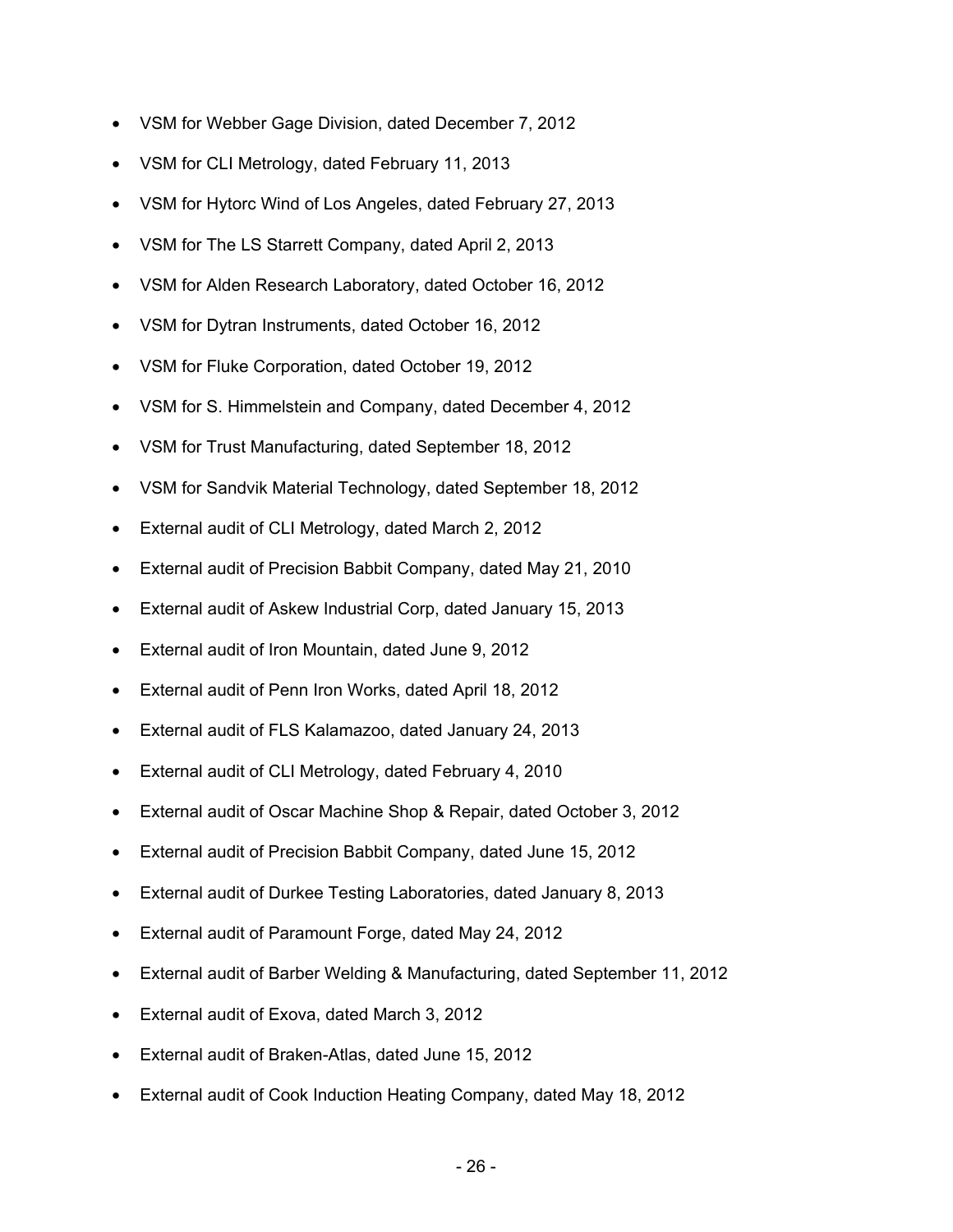- VSM for Webber Gage Division, dated December 7, 2012
- VSM for CLI Metrology, dated February 11, 2013
- VSM for Hytorc Wind of Los Angeles, dated February 27, 2013
- VSM for The LS Starrett Company, dated April 2, 2013
- VSM for Alden Research Laboratory, dated October 16, 2012
- VSM for Dytran Instruments, dated October 16, 2012
- VSM for Fluke Corporation, dated October 19, 2012
- VSM for S. Himmelstein and Company, dated December 4, 2012
- VSM for Trust Manufacturing, dated September 18, 2012
- VSM for Sandvik Material Technology, dated September 18, 2012
- External audit of CLI Metrology, dated March 2, 2012
- External audit of Precision Babbit Company, dated May 21, 2010
- External audit of Askew Industrial Corp, dated January 15, 2013
- External audit of Iron Mountain, dated June 9, 2012
- External audit of Penn Iron Works, dated April 18, 2012
- External audit of FLS Kalamazoo, dated January 24, 2013
- External audit of CLI Metrology, dated February 4, 2010
- External audit of Oscar Machine Shop & Repair, dated October 3, 2012
- External audit of Precision Babbit Company, dated June 15, 2012
- External audit of Durkee Testing Laboratories, dated January 8, 2013
- External audit of Paramount Forge, dated May 24, 2012
- External audit of Barber Welding & Manufacturing, dated September 11, 2012
- External audit of Exova, dated March 3, 2012
- External audit of Braken-Atlas, dated June 15, 2012
- External audit of Cook Induction Heating Company, dated May 18, 2012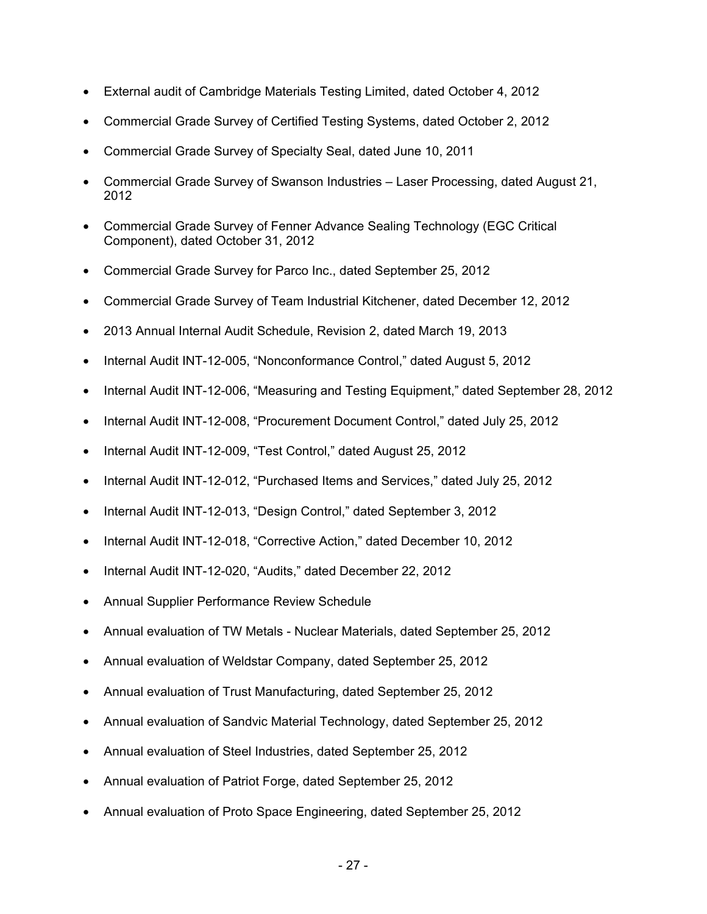- External audit of Cambridge Materials Testing Limited, dated October 4, 2012
- Commercial Grade Survey of Certified Testing Systems, dated October 2, 2012
- Commercial Grade Survey of Specialty Seal, dated June 10, 2011
- Commercial Grade Survey of Swanson Industries – Laser Processing, dated August 21, 2012
- Commercial Grade Survey of Fenner Advance Sealing Technology (EGC Critical Component), dated October 31, 2012
- Commercial Grade Survey for Parco Inc., dated September 25, 2012
- Commercial Grade Survey of Team Industrial Kitchener, dated December 12, 2012
- 2013 Annual Internal Audit Schedule, Revision 2, dated March 19, 2013
- Internal Audit INT-12-005, "Nonconformance Control," dated August 5, 2012
- Internal Audit INT-12-006, "Measuring and Testing Equipment," dated September 28, 2012
- Internal Audit INT-12-008, "Procurement Document Control," dated July 25, 2012
- Internal Audit INT-12-009, "Test Control," dated August 25, 2012
- Internal Audit INT-12-012, "Purchased Items and Services," dated July 25, 2012
- Internal Audit INT-12-013, "Design Control," dated September 3, 2012
- Internal Audit INT-12-018, "Corrective Action," dated December 10, 2012
- Internal Audit INT-12-020, "Audits," dated December 22, 2012
- Annual Supplier Performance Review Schedule
- Annual evaluation of TW Metals - Nuclear Materials, dated September 25, 2012
- Annual evaluation of Weldstar Company, dated September 25, 2012
- Annual evaluation of Trust Manufacturing, dated September 25, 2012
- Annual evaluation of Sandvic Material Technology, dated September 25, 2012
- Annual evaluation of Steel Industries, dated September 25, 2012
- Annual evaluation of Patriot Forge, dated September 25, 2012
- Annual evaluation of Proto Space Engineering, dated September 25, 2012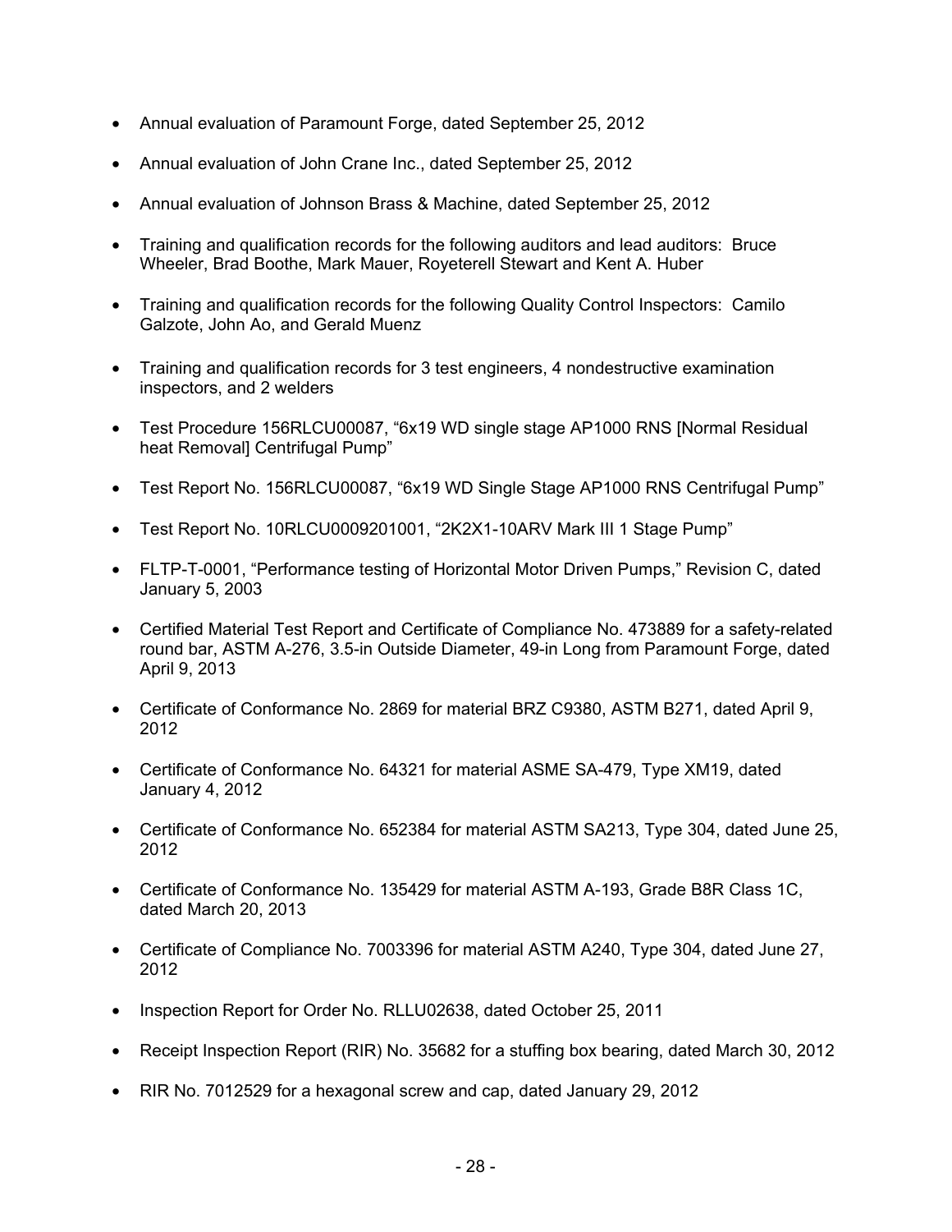- Annual evaluation of Paramount Forge, dated September 25, 2012
- Annual evaluation of John Crane Inc., dated September 25, 2012
- Annual evaluation of Johnson Brass & Machine, dated September 25, 2012
- Training and qualification records for the following auditors and lead auditors: Bruce Wheeler, Brad Boothe, Mark Mauer, Royeterell Stewart and Kent A. Huber
- Training and qualification records for the following Quality Control Inspectors: Camilo Galzote, John Ao, and Gerald Muenz
- Training and qualification records for 3 test engineers, 4 nondestructive examination inspectors, and 2 welders
- Test Procedure 156RLCU00087, "6x19 WD single stage AP1000 RNS [Normal Residual heat Removal] Centrifugal Pump"
- Test Report No. 156RLCU00087, "6x19 WD Single Stage AP1000 RNS Centrifugal Pump"
- Test Report No. 10RLCU0009201001, "2K2X1-10ARV Mark III 1 Stage Pump"
- FLTP-T-0001, "Performance testing of Horizontal Motor Driven Pumps," Revision C, dated January 5, 2003
- Certified Material Test Report and Certificate of Compliance No. 473889 for a safety-related round bar, ASTM A-276, 3.5-in Outside Diameter, 49-in Long from Paramount Forge, dated April 9, 2013
- Certificate of Conformance No. 2869 for material BRZ C9380, ASTM B271, dated April 9, 2012
- Certificate of Conformance No. 64321 for material ASME SA-479, Type XM19, dated January 4, 2012
- Certificate of Conformance No. 652384 for material ASTM SA213, Type 304, dated June 25, 2012
- Certificate of Conformance No. 135429 for material ASTM A-193, Grade B8R Class 1C, dated March 20, 2013
- Certificate of Compliance No. 7003396 for material ASTM A240, Type 304, dated June 27, 2012
- Inspection Report for Order No. RLLU02638, dated October 25, 2011
- Receipt Inspection Report (RIR) No. 35682 for a stuffing box bearing, dated March 30, 2012
- RIR No. 7012529 for a hexagonal screw and cap, dated January 29, 2012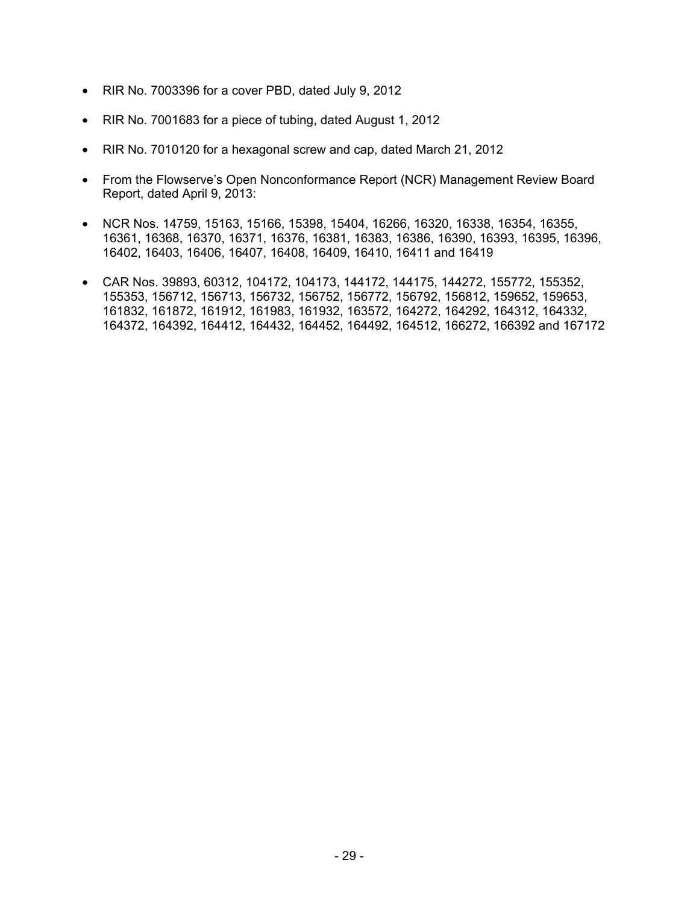- RIR No. 7003396 for a cover PBD, dated July 9, 2012
- RIR No. 7001683 for a piece of tubing, dated August 1, 2012
- RIR No. 7010120 for a hexagonal screw and cap, dated March 21, 2012
- From the Flowserve's Open Nonconformance Report (NCR) Management Review Board Report, dated April 9, 2013:
- NCR Nos. 14759, 15163, 15166, 15398, 15404, 16266, 16320, 16338, 16354, 16355, 16361, 16368, 16370, 16371, 16376, 16381, 16383, 16386, 16390, 16393, 16395, 16396, 16402, 16403, 16406, 16407, 16408, 16409, 16410, 16411 and 16419
- CAR Nos. 39893, 60312, 104172, 104173, 144172, 144175, 144272, 155772, 155352, 155353, 156712, 156713, 156732, 156752, 156772, 156792, 156812, 159652, 159653, 161832, 161872, 161912, 161983, 161932, 163572, 164272, 164292, 164312, 164332, 164372, 164392, 164412, 164432, 164452, 164492, 164512, 166272, 166392 and 167172